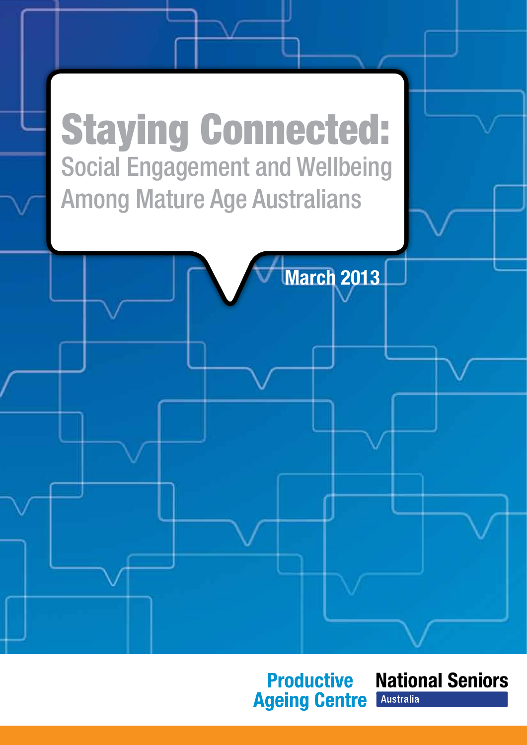# Staying Connected:

## Social Engagement and Wellbeing Among Mature Age Australians

March 2013

Productive Ageing Centre

National Seniors Australia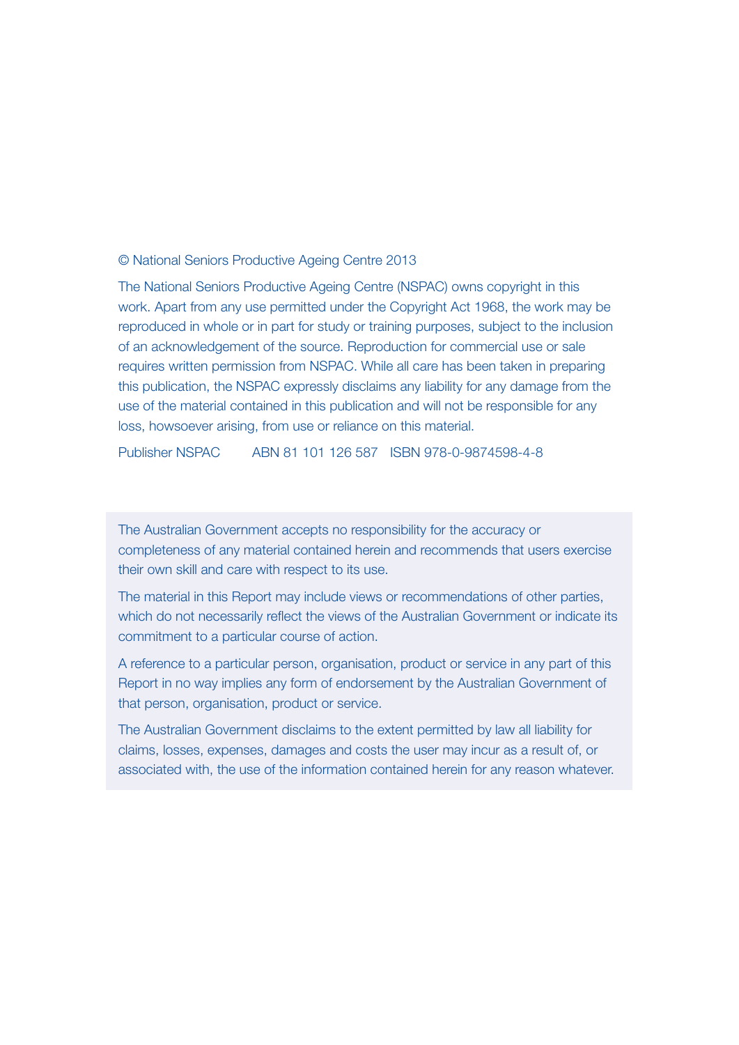© National Seniors Productive Ageing Centre 2013

The National Seniors Productive Ageing Centre (NSPAC) owns copyright in this work. Apart from any use permitted under the Copyright Act 1968, the work may be reproduced in whole or in part for study or training purposes, subject to the inclusion of an acknowledgement of the source. Reproduction for commercial use or sale requires written permission from NSPAC. While all care has been taken in preparing this publication, the NSPAC expressly disclaims any liability for any damage from the use of the material contained in this publication and will not be responsible for any loss, howsoever arising, from use or reliance on this material.

Publisher NSPAC ABN 81 101 126 587 ISBN 978-0-9874598-4-8

The Australian Government accepts no responsibility for the accuracy or completeness of any material contained herein and recommends that users exercise their own skill and care with respect to its use.

The material in this Report may include views or recommendations of other parties, which do not necessarily reflect the views of the Australian Government or indicate its commitment to a particular course of action.

A reference to a particular person, organisation, product or service in any part of this Report in no way implies any form of endorsement by the Australian Government of that person, organisation, product or service.

The Australian Government disclaims to the extent permitted by law all liability for claims, losses, expenses, damages and costs the user may incur as a result of, or associated with, the use of the information contained herein for any reason whatever.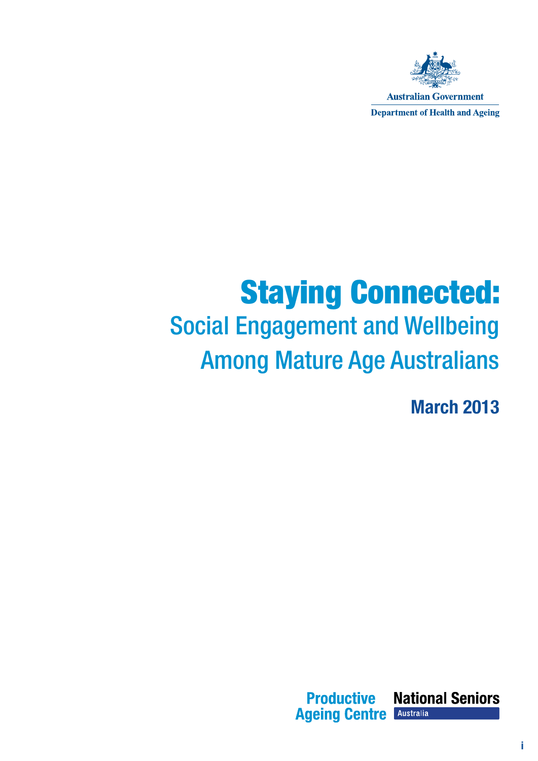Australian Government

Department of Health and Ageing

# Staying Connected:

## Social Engagement and Wellbeing Among Mature Age Australians

**March 2013**

Productive Ageing Centre

National Seniors Australia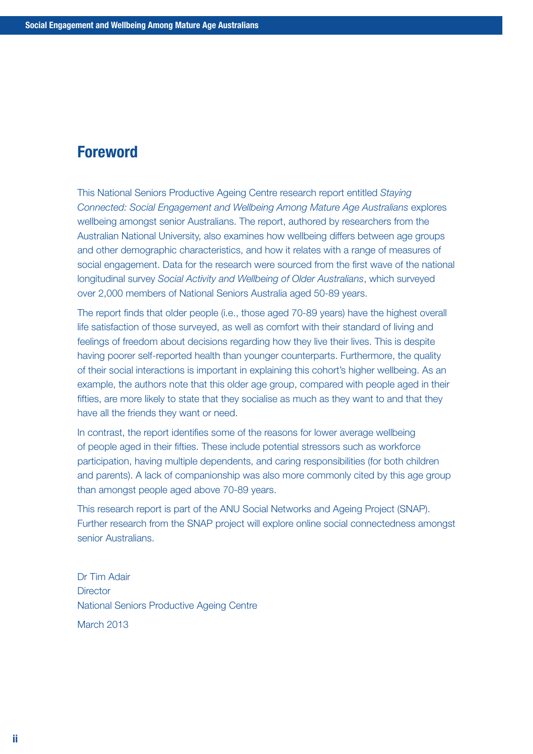# Foreword

This National Seniors Productive Ageing Centre research report entitled *Staying Connected: Social Engagement and Wellbeing Among Mature Age Australians* explores wellbeing amongst senior Australians. The report, authored by researchers from the Australian National University, also examines how wellbeing differs between age groups and other demographic characteristics, and how it relates with a range of measures of social engagement. Data for the research were sourced from the first wave of the national longitudinal survey *Social Activity and Wellbeing of Older Australians*, which surveyed over 2,000 members of National Seniors Australia aged 50-89 years.

The report finds that older people (i.e., those aged 70-89 years) have the highest overall life satisfaction of those surveyed, as well as comfort with their standard of living and feelings of freedom about decisions regarding how they live their lives. This is despite having poorer self-reported health than younger counterparts. Furthermore, the quality of their social interactions is important in explaining this cohort's higher wellbeing. As an example, the authors note that this older age group, compared with people aged in their fifties, are more likely to state that they socialise as much as they want to and that they have all the friends they want or need.

In contrast, the report identifies some of the reasons for lower average wellbeing of people aged in their fifties. These include potential stressors such as workforce participation, having multiple dependents, and caring responsibilities (for both children and parents). A lack of companionship was also more commonly cited by this age group than amongst people aged above 70-89 years.

This research report is part of the ANU Social Networks and Ageing Project (SNAP). Further research from the SNAP project will explore online social connectedness amongst senior Australians.

Dr Tim Adair
Director
National Seniors Productive Ageing Centre

March 2013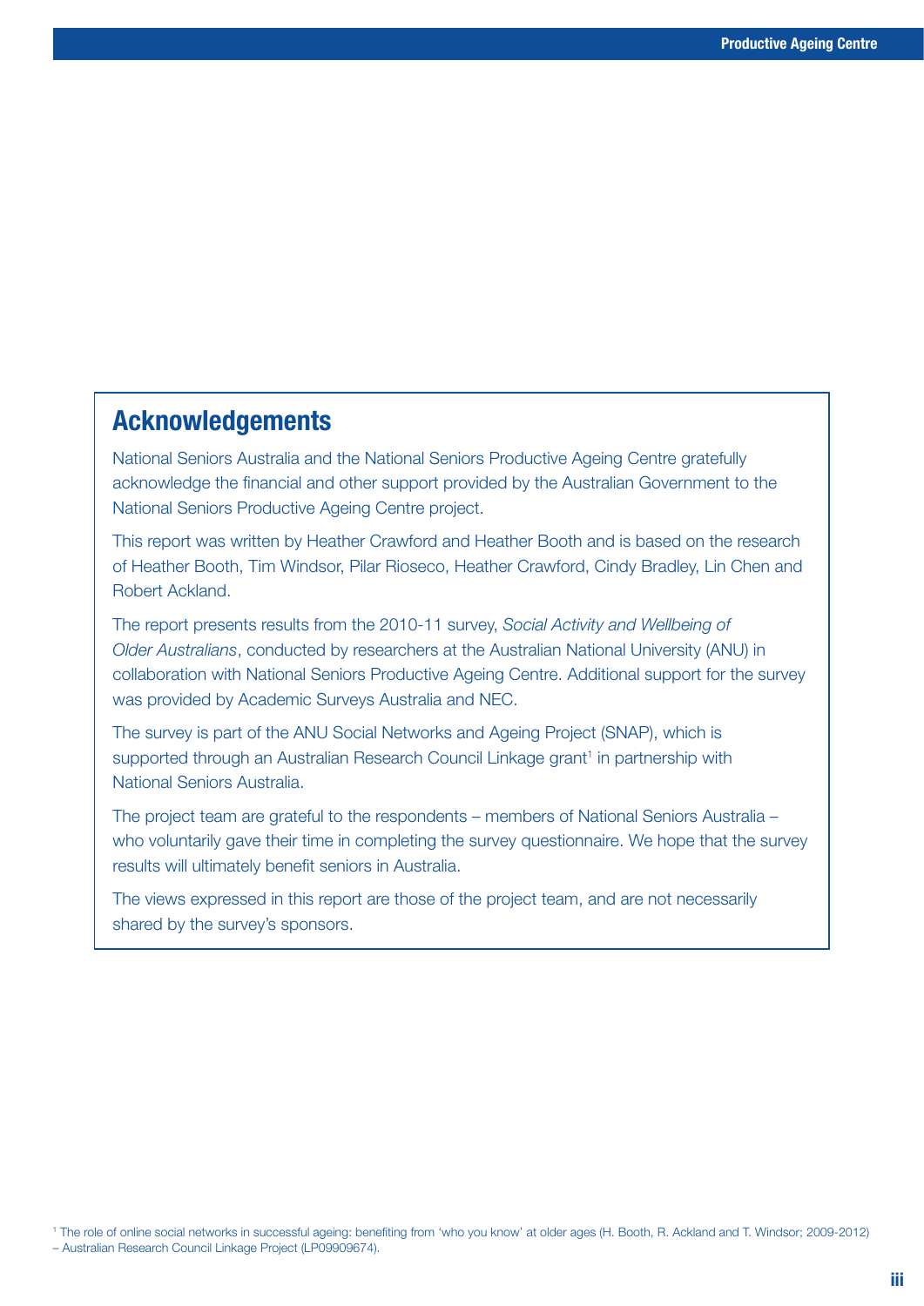## Acknowledgements

National Seniors Australia and the National Seniors Productive Ageing Centre gratefully acknowledge the financial and other support provided by the Australian Government to the National Seniors Productive Ageing Centre project.

This report was written by Heather Crawford and Heather Booth and is based on the research of Heather Booth, Tim Windsor, Pilar Rioseco, Heather Crawford, Cindy Bradley, Lin Chen and Robert Ackland.

The report presents results from the 2010-11 survey, *Social Activity and Wellbeing of Older Australians*, conducted by researchers at the Australian National University (ANU) in collaboration with National Seniors Productive Ageing Centre. Additional support for the survey was provided by Academic Surveys Australia and NEC.

The survey is part of the ANU Social Networks and Ageing Project (SNAP), which is supported through an Australian Research Council Linkage grant[1] in partnership with National Seniors Australia.

The project team are grateful to the respondents – members of National Seniors Australia – who voluntarily gave their time in completing the survey questionnaire. We hope that the survey results will ultimately benefit seniors in Australia.

The views expressed in this report are those of the project team, and are not necessarily shared by the survey's sponsors.

[1] The role of online social networks in successful ageing: benefiting from 'who you know' at older ages (H. Booth, R. Ackland and T. Windsor; 2009-2012) – Australian Research Council Linkage Project (LP09909674).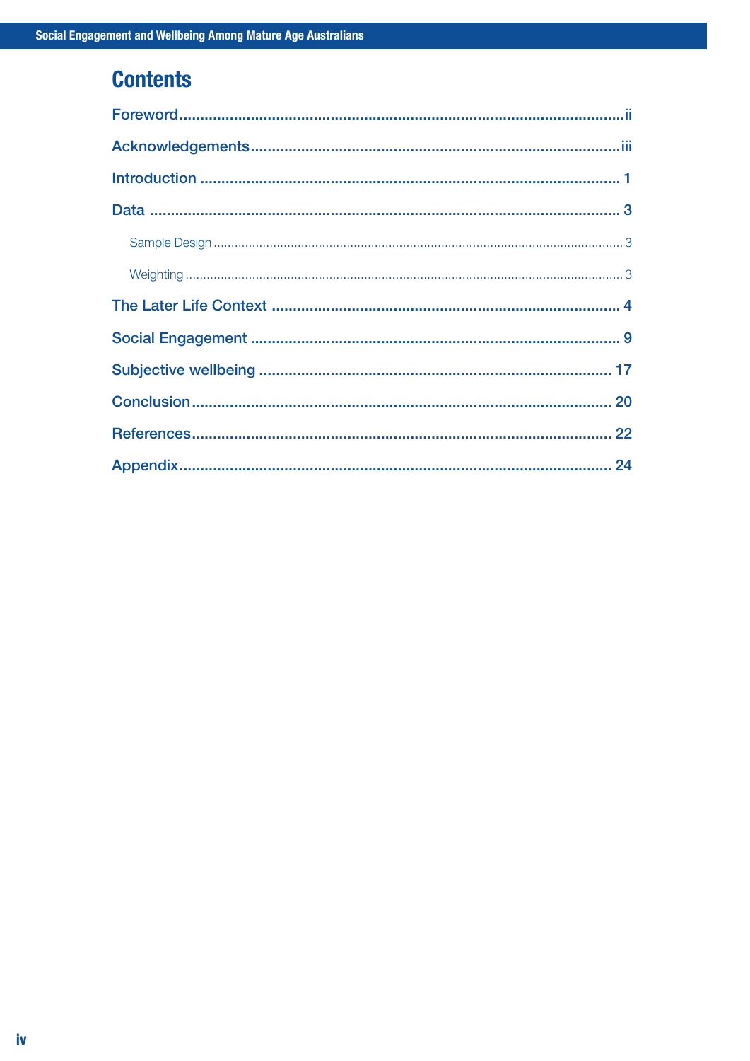# Contents

- Foreword ........ ii
- Acknowledgements ........ iii
- Introduction ........ 1
- Data ........ 3
  - Sample Design ........ 3
  - Weighting ........ 3
- The Later Life Context ........ 4
- Social Engagement ........ 9
- Subjective wellbeing ........ 17
- Conclusion ........ 20
- References ........ 22
- Appendix ........ 24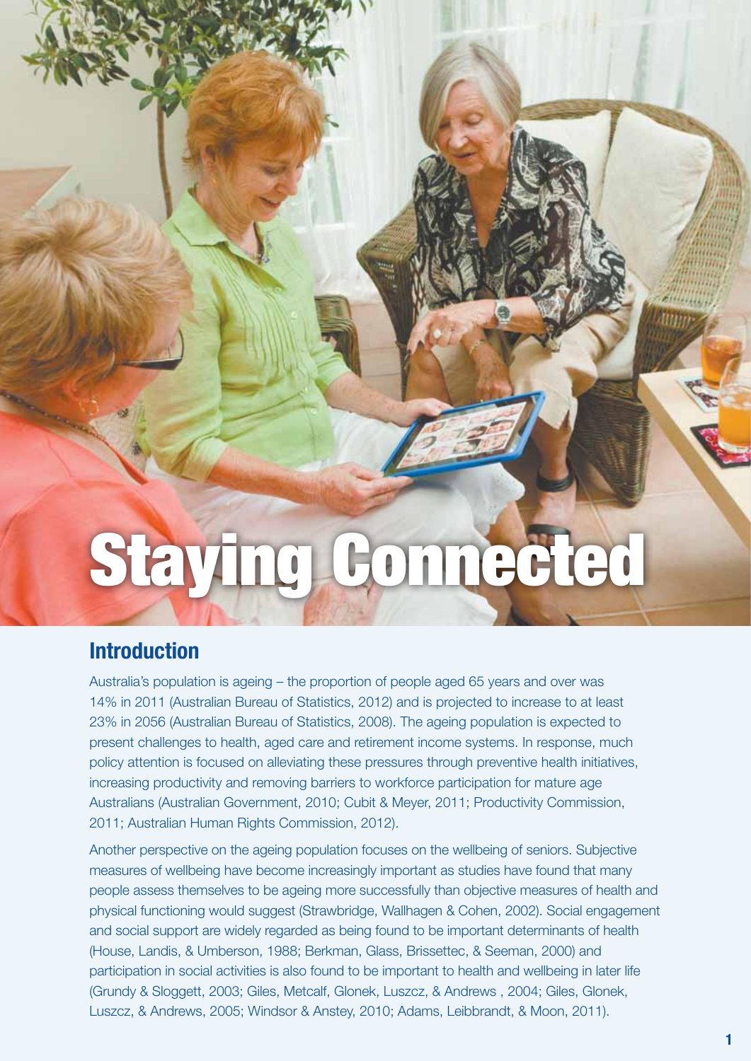# Staying Connected

## Introduction

Australia's population is ageing – the proportion of people aged 65 years and over was 14% in 2011 (Australian Bureau of Statistics, 2012) and is projected to increase to at least 23% in 2056 (Australian Bureau of Statistics, 2008). The ageing population is expected to present challenges to health, aged care and retirement income systems. In response, much policy attention is focused on alleviating these pressures through preventive health initiatives, increasing productivity and removing barriers to workforce participation for mature age Australians (Australian Government, 2010; Cubit & Meyer, 2011; Productivity Commission, 2011; Australian Human Rights Commission, 2012).

Another perspective on the ageing population focuses on the wellbeing of seniors. Subjective measures of wellbeing have become increasingly important as studies have found that many people assess themselves to be ageing more successfully than objective measures of health and physical functioning would suggest (Strawbridge, Wallhagen & Cohen, 2002). Social engagement and social support are widely regarded as being found to be important determinants of health (House, Landis, & Umberson, 1988; Berkman, Glass, Brissettec, & Seeman, 2000) and participation in social activities is also found to be important to health and wellbeing in later life (Grundy & Sloggett, 2003; Giles, Metcalf, Glonek, Luszcz, & Andrews , 2004; Giles, Glonek, Luszcz, & Andrews, 2005; Windsor & Anstey, 2010; Adams, Leibbrandt, & Moon, 2011).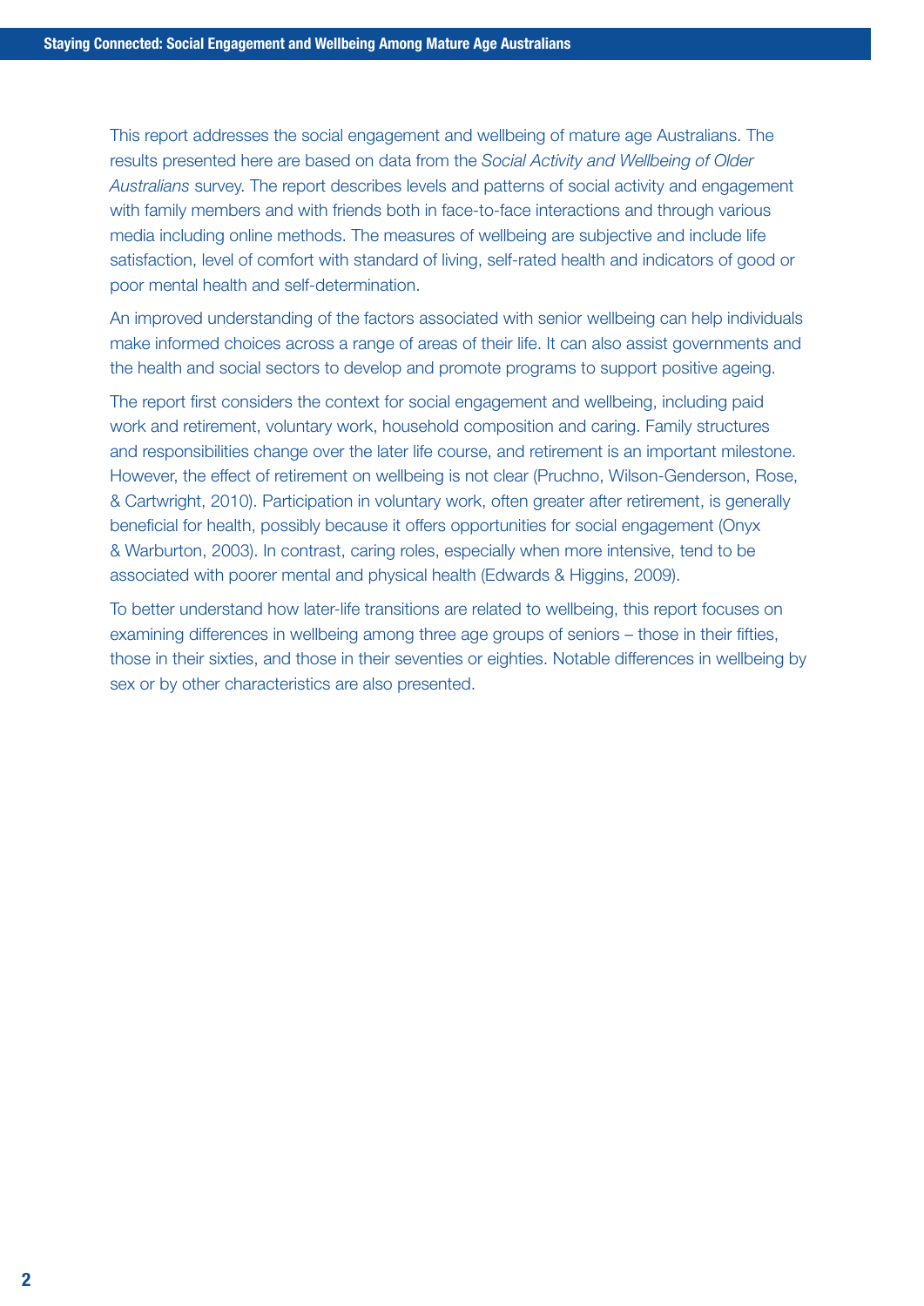This report addresses the social engagement and wellbeing of mature age Australians. The results presented here are based on data from the *Social Activity and Wellbeing of Older Australians* survey. The report describes levels and patterns of social activity and engagement with family members and with friends both in face-to-face interactions and through various media including online methods. The measures of wellbeing are subjective and include life satisfaction, level of comfort with standard of living, self-rated health and indicators of good or poor mental health and self-determination.

An improved understanding of the factors associated with senior wellbeing can help individuals make informed choices across a range of areas of their life. It can also assist governments and the health and social sectors to develop and promote programs to support positive ageing.

The report first considers the context for social engagement and wellbeing, including paid work and retirement, voluntary work, household composition and caring. Family structures and responsibilities change over the later life course, and retirement is an important milestone. However, the effect of retirement on wellbeing is not clear (Pruchno, Wilson-Genderson, Rose, & Cartwright, 2010). Participation in voluntary work, often greater after retirement, is generally beneficial for health, possibly because it offers opportunities for social engagement (Onyx & Warburton, 2003). In contrast, caring roles, especially when more intensive, tend to be associated with poorer mental and physical health (Edwards & Higgins, 2009).

To better understand how later-life transitions are related to wellbeing, this report focuses on examining differences in wellbeing among three age groups of seniors – those in their fifties, those in their sixties, and those in their seventies or eighties. Notable differences in wellbeing by sex or by other characteristics are also presented.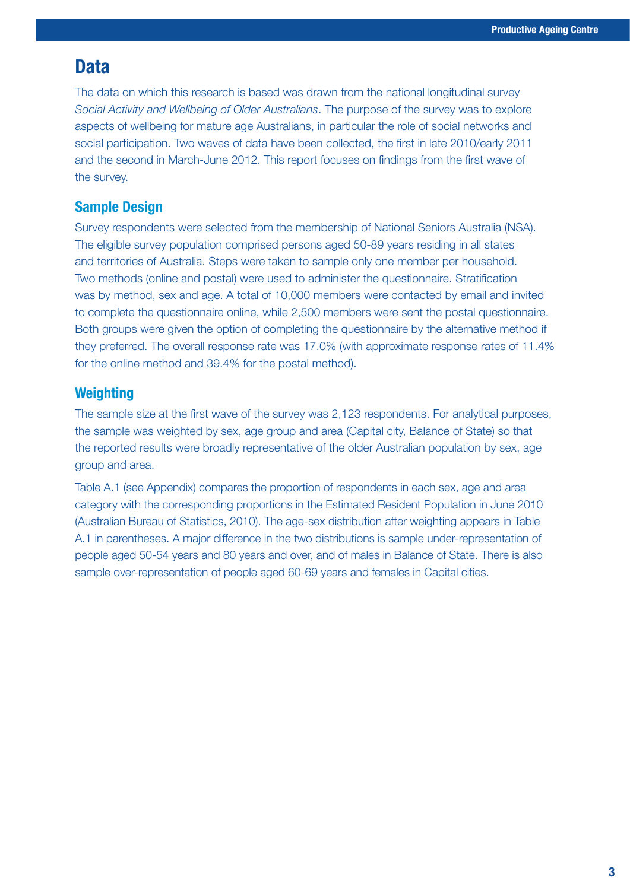# Data

The data on which this research is based was drawn from the national longitudinal survey *Social Activity and Wellbeing of Older Australians*. The purpose of the survey was to explore aspects of wellbeing for mature age Australians, in particular the role of social networks and social participation. Two waves of data have been collected, the first in late 2010/early 2011 and the second in March-June 2012. This report focuses on findings from the first wave of the survey.

## Sample Design

Survey respondents were selected from the membership of National Seniors Australia (NSA). The eligible survey population comprised persons aged 50-89 years residing in all states and territories of Australia. Steps were taken to sample only one member per household. Two methods (online and postal) were used to administer the questionnaire. Stratification was by method, sex and age. A total of 10,000 members were contacted by email and invited to complete the questionnaire online, while 2,500 members were sent the postal questionnaire. Both groups were given the option of completing the questionnaire by the alternative method if they preferred. The overall response rate was 17.0% (with approximate response rates of 11.4% for the online method and 39.4% for the postal method).

## Weighting

The sample size at the first wave of the survey was 2,123 respondents. For analytical purposes, the sample was weighted by sex, age group and area (Capital city, Balance of State) so that the reported results were broadly representative of the older Australian population by sex, age group and area.

Table A.1 (see Appendix) compares the proportion of respondents in each sex, age and area category with the corresponding proportions in the Estimated Resident Population in June 2010 (Australian Bureau of Statistics, 2010). The age-sex distribution after weighting appears in Table A.1 in parentheses. A major difference in the two distributions is sample under-representation of people aged 50-54 years and 80 years and over, and of males in Balance of State. There is also sample over-representation of people aged 60-69 years and females in Capital cities.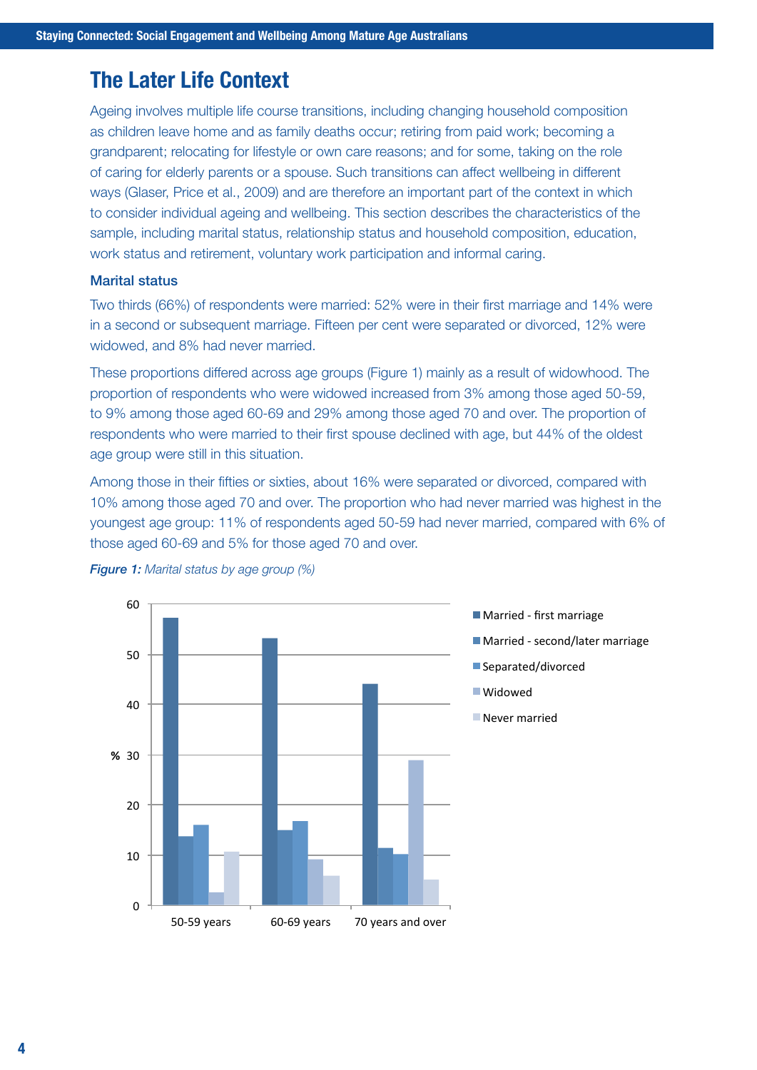# The Later Life Context

Ageing involves multiple life course transitions, including changing household composition as children leave home and as family deaths occur; retiring from paid work; becoming a grandparent; relocating for lifestyle or own care reasons; and for some, taking on the role of caring for elderly parents or a spouse. Such transitions can affect wellbeing in different ways (Glaser, Price et al., 2009) and are therefore an important part of the context in which to consider individual ageing and wellbeing. This section describes the characteristics of the sample, including marital status, relationship status and household composition, education, work status and retirement, voluntary work participation and informal caring.

### Marital status

Two thirds (66%) of respondents were married: 52% were in their first marriage and 14% were in a second or subsequent marriage. Fifteen per cent were separated or divorced, 12% were widowed, and 8% had never married.

These proportions differed across age groups (Figure 1) mainly as a result of widowhood. The proportion of respondents who were widowed increased from 3% among those aged 50-59, to 9% among those aged 60-69 and 29% among those aged 70 and over. The proportion of respondents who were married to their first spouse declined with age, but 44% of the oldest age group were still in this situation.

Among those in their fifties or sixties, about 16% were separated or divorced, compared with 10% among those aged 70 and over. The proportion who had never married was highest in the youngest age group: 11% of respondents aged 50-59 had never married, compared with 6% of those aged 60-69 and 5% for those aged 70 and over.

***Figure 1:*** *Marital status by age group (%)*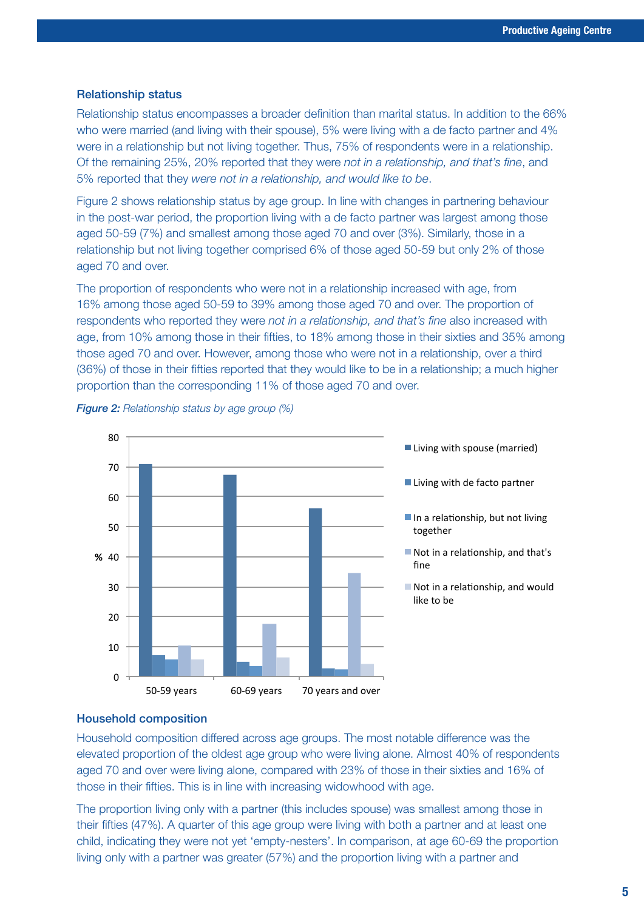### Relationship status

Relationship status encompasses a broader definition than marital status. In addition to the 66% who were married (and living with their spouse), 5% were living with a de facto partner and 4% were in a relationship but not living together. Thus, 75% of respondents were in a relationship. Of the remaining 25%, 20% reported that they were *not in a relationship, and that's fine*, and 5% reported that they *were not in a relationship, and would like to be*.

Figure 2 shows relationship status by age group. In line with changes in partnering behaviour in the post-war period, the proportion living with a de facto partner was largest among those aged 50-59 (7%) and smallest among those aged 70 and over (3%). Similarly, those in a relationship but not living together comprised 6% of those aged 50-59 but only 2% of those aged 70 and over.

The proportion of respondents who were not in a relationship increased with age, from 16% among those aged 50-59 to 39% among those aged 70 and over. The proportion of respondents who reported they were *not in a relationship, and that's fine* also increased with age, from 10% among those in their fifties, to 18% among those in their sixties and 35% among those aged 70 and over. However, among those who were not in a relationship, over a third (36%) of those in their fifties reported that they would like to be in a relationship; a much higher proportion than the corresponding 11% of those aged 70 and over.

***Figure 2:*** *Relationship status by age group (%)*

### Household composition

Household composition differed across age groups. The most notable difference was the elevated proportion of the oldest age group who were living alone. Almost 40% of respondents aged 70 and over were living alone, compared with 23% of those in their sixties and 16% of those in their fifties. This is in line with increasing widowhood with age.

The proportion living only with a partner (this includes spouse) was smallest among those in their fifties (47%). A quarter of this age group were living with both a partner and at least one child, indicating they were not yet 'empty-nesters'. In comparison, at age 60-69 the proportion living only with a partner was greater (57%) and the proportion living with a partner and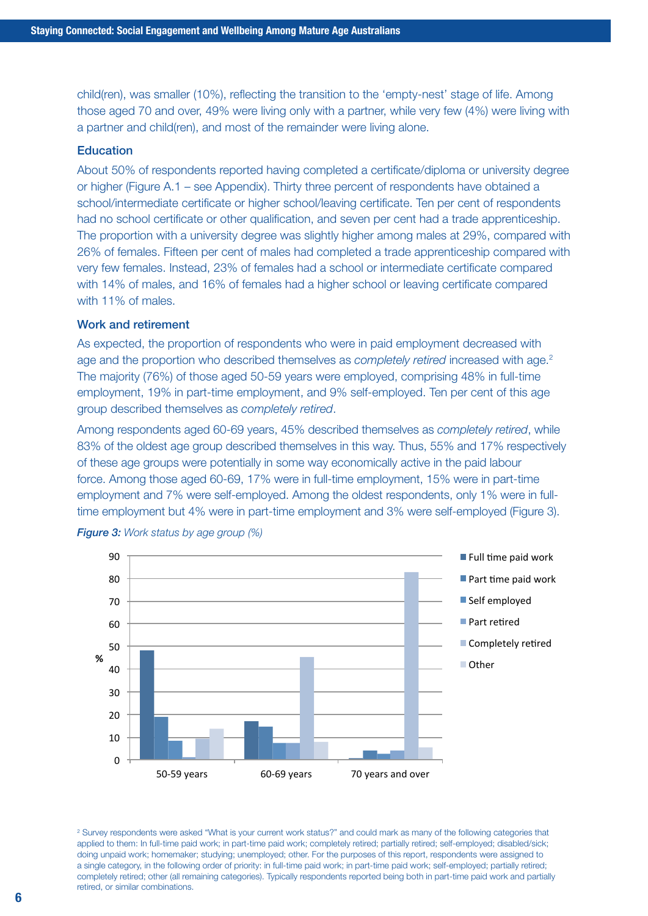child(ren), was smaller (10%), reflecting the transition to the 'empty-nest' stage of life. Among those aged 70 and over, 49% were living only with a partner, while very few (4%) were living with a partner and child(ren), and most of the remainder were living alone.

### Education

About 50% of respondents reported having completed a certificate/diploma or university degree or higher (Figure A.1 – see Appendix). Thirty three percent of respondents have obtained a school/intermediate certificate or higher school/leaving certificate. Ten per cent of respondents had no school certificate or other qualification, and seven per cent had a trade apprenticeship. The proportion with a university degree was slightly higher among males at 29%, compared with 26% of females. Fifteen per cent of males had completed a trade apprenticeship compared with very few females. Instead, 23% of females had a school or intermediate certificate compared with 14% of males, and 16% of females had a higher school or leaving certificate compared with 11% of males.

### Work and retirement

As expected, the proportion of respondents who were in paid employment decreased with age and the proportion who described themselves as *completely retired* increased with age.[2] The majority (76%) of those aged 50-59 years were employed, comprising 48% in full-time employment, 19% in part-time employment, and 9% self-employed. Ten per cent of this age group described themselves as *completely retired*.

Among respondents aged 60-69 years, 45% described themselves as *completely retired*, while 83% of the oldest age group described themselves in this way. Thus, 55% and 17% respectively of these age groups were potentially in some way economically active in the paid labour force. Among those aged 60-69, 17% were in full-time employment, 15% were in part-time employment and 7% were self-employed. Among the oldest respondents, only 1% were in full-time employment but 4% were in part-time employment and 3% were self-employed (Figure 3).

***Figure 3:*** *Work status by age group (%)*

[2] Survey respondents were asked "What is your current work status?" and could mark as many of the following categories that applied to them: In full-time paid work; in part-time paid work; completely retired; partially retired; self-employed; disabled/sick; doing unpaid work; homemaker; studying; unemployed; other. For the purposes of this report, respondents were assigned to a single category, in the following order of priority: in full-time paid work; in part-time paid work; self-employed; partially retired; completely retired; other (all remaining categories). Typically respondents reported being both in part-time paid work and partially retired, or similar combinations.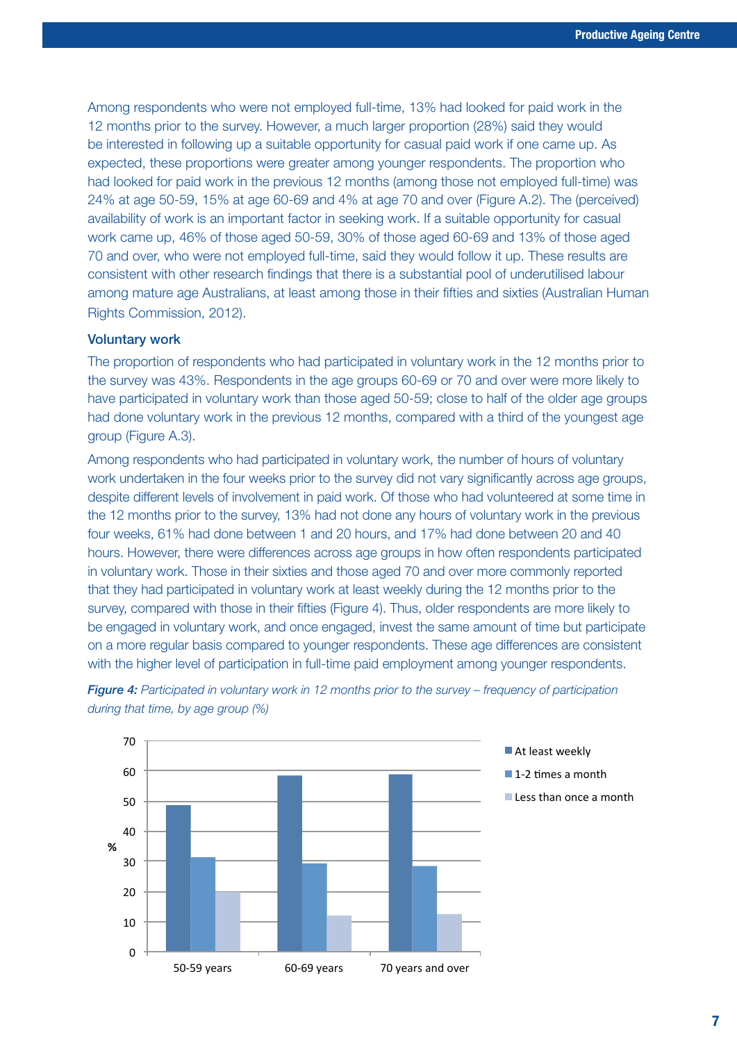Among respondents who were not employed full-time, 13% had looked for paid work in the 12 months prior to the survey. However, a much larger proportion (28%) said they would be interested in following up a suitable opportunity for casual paid work if one came up. As expected, these proportions were greater among younger respondents. The proportion who had looked for paid work in the previous 12 months (among those not employed full-time) was 24% at age 50-59, 15% at age 60-69 and 4% at age 70 and over (Figure A.2). The (perceived) availability of work is an important factor in seeking work. If a suitable opportunity for casual work came up, 46% of those aged 50-59, 30% of those aged 60-69 and 13% of those aged 70 and over, who were not employed full-time, said they would follow it up. These results are consistent with other research findings that there is a substantial pool of underutilised labour among mature age Australians, at least among those in their fifties and sixties (Australian Human Rights Commission, 2012).

### Voluntary work

The proportion of respondents who had participated in voluntary work in the 12 months prior to the survey was 43%. Respondents in the age groups 60-69 or 70 and over were more likely to have participated in voluntary work than those aged 50-59; close to half of the older age groups had done voluntary work in the previous 12 months, compared with a third of the youngest age group (Figure A.3).

Among respondents who had participated in voluntary work, the number of hours of voluntary work undertaken in the four weeks prior to the survey did not vary significantly across age groups, despite different levels of involvement in paid work. Of those who had volunteered at some time in the 12 months prior to the survey, 13% had not done any hours of voluntary work in the previous four weeks, 61% had done between 1 and 20 hours, and 17% had done between 20 and 40 hours. However, there were differences across age groups in how often respondents participated in voluntary work. Those in their sixties and those aged 70 and over more commonly reported that they had participated in voluntary work at least weekly during the 12 months prior to the survey, compared with those in their fifties (Figure 4). Thus, older respondents are more likely to be engaged in voluntary work, and once engaged, invest the same amount of time but participate on a more regular basis compared to younger respondents. These age differences are consistent with the higher level of participation in full-time paid employment among younger respondents.

***Figure 4:*** *Participated in voluntary work in 12 months prior to the survey – frequency of participation during that time, by age group (%)*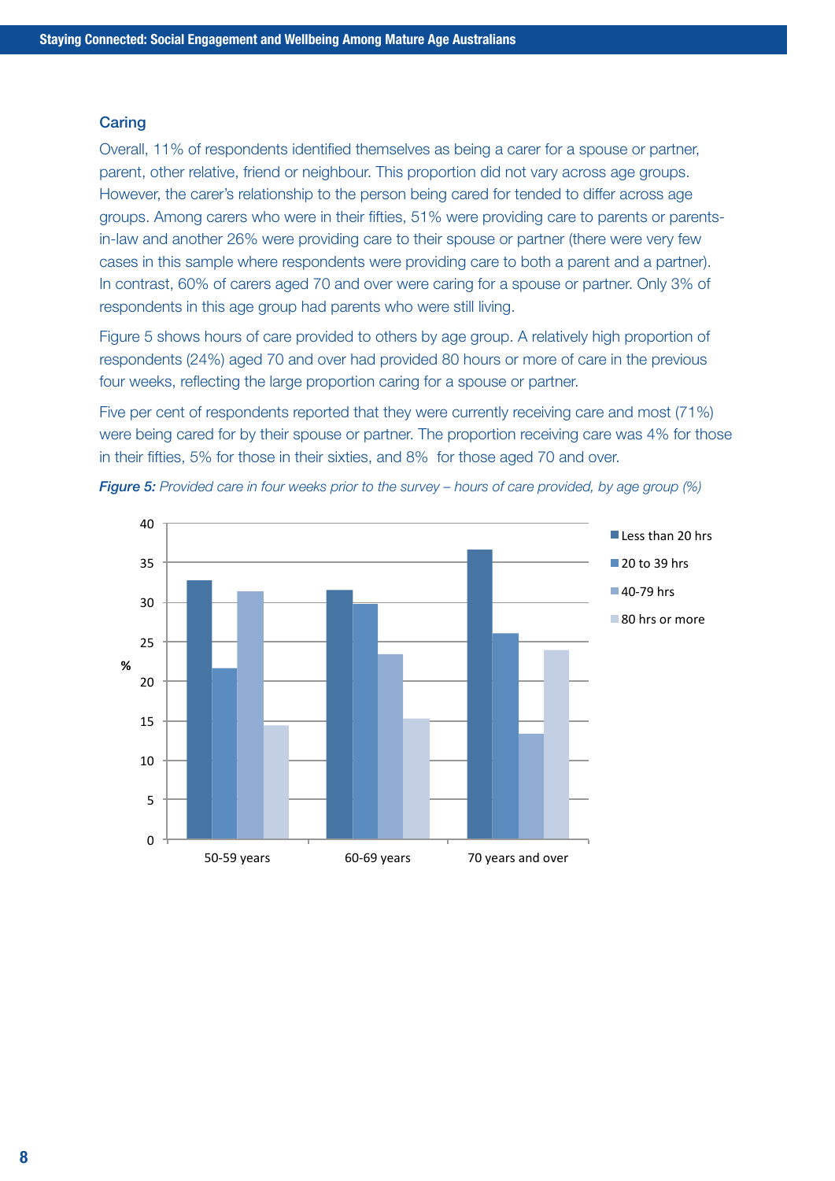### Caring

Overall, 11% of respondents identified themselves as being a carer for a spouse or partner, parent, other relative, friend or neighbour. This proportion did not vary across age groups. However, the carer's relationship to the person being cared for tended to differ across age groups. Among carers who were in their fifties, 51% were providing care to parents or parents-in-law and another 26% were providing care to their spouse or partner (there were very few cases in this sample where respondents were providing care to both a parent and a partner). In contrast, 60% of carers aged 70 and over were caring for a spouse or partner. Only 3% of respondents in this age group had parents who were still living.

Figure 5 shows hours of care provided to others by age group. A relatively high proportion of respondents (24%) aged 70 and over had provided 80 hours or more of care in the previous four weeks, reflecting the large proportion caring for a spouse or partner.

Five per cent of respondents reported that they were currently receiving care and most (71%) were being cared for by their spouse or partner. The proportion receiving care was 4% for those in their fifties, 5% for those in their sixties, and 8% for those aged 70 and over.

***Figure 5:*** *Provided care in four weeks prior to the survey – hours of care provided, by age group (%)*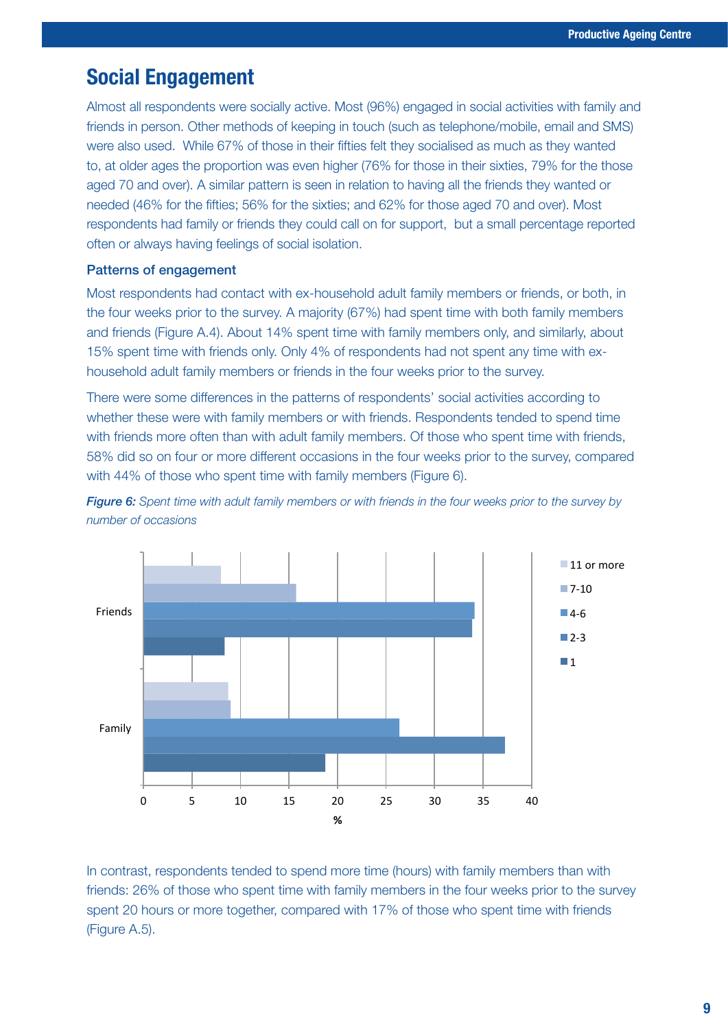## Social Engagement

Almost all respondents were socially active. Most (96%) engaged in social activities with family and friends in person. Other methods of keeping in touch (such as telephone/mobile, email and SMS) were also used. While 67% of those in their fifties felt they socialised as much as they wanted to, at older ages the proportion was even higher (76% for those in their sixties, 79% for the those aged 70 and over). A similar pattern is seen in relation to having all the friends they wanted or needed (46% for the fifties; 56% for the sixties; and 62% for those aged 70 and over). Most respondents had family or friends they could call on for support, but a small percentage reported often or always having feelings of social isolation.

### Patterns of engagement

Most respondents had contact with ex-household adult family members or friends, or both, in the four weeks prior to the survey. A majority (67%) had spent time with both family members and friends (Figure A.4). About 14% spent time with family members only, and similarly, about 15% spent time with friends only. Only 4% of respondents had not spent any time with ex-household adult family members or friends in the four weeks prior to the survey.

There were some differences in the patterns of respondents' social activities according to whether these were with family members or with friends. Respondents tended to spend time with friends more often than with adult family members. Of those who spent time with friends, 58% did so on four or more different occasions in the four weeks prior to the survey, compared with 44% of those who spent time with family members (Figure 6).

***Figure 6:*** *Spent time with adult family members or with friends in the four weeks prior to the survey by number of occasions*

In contrast, respondents tended to spend more time (hours) with family members than with friends: 26% of those who spent time with family members in the four weeks prior to the survey spent 20 hours or more together, compared with 17% of those who spent time with friends (Figure A.5).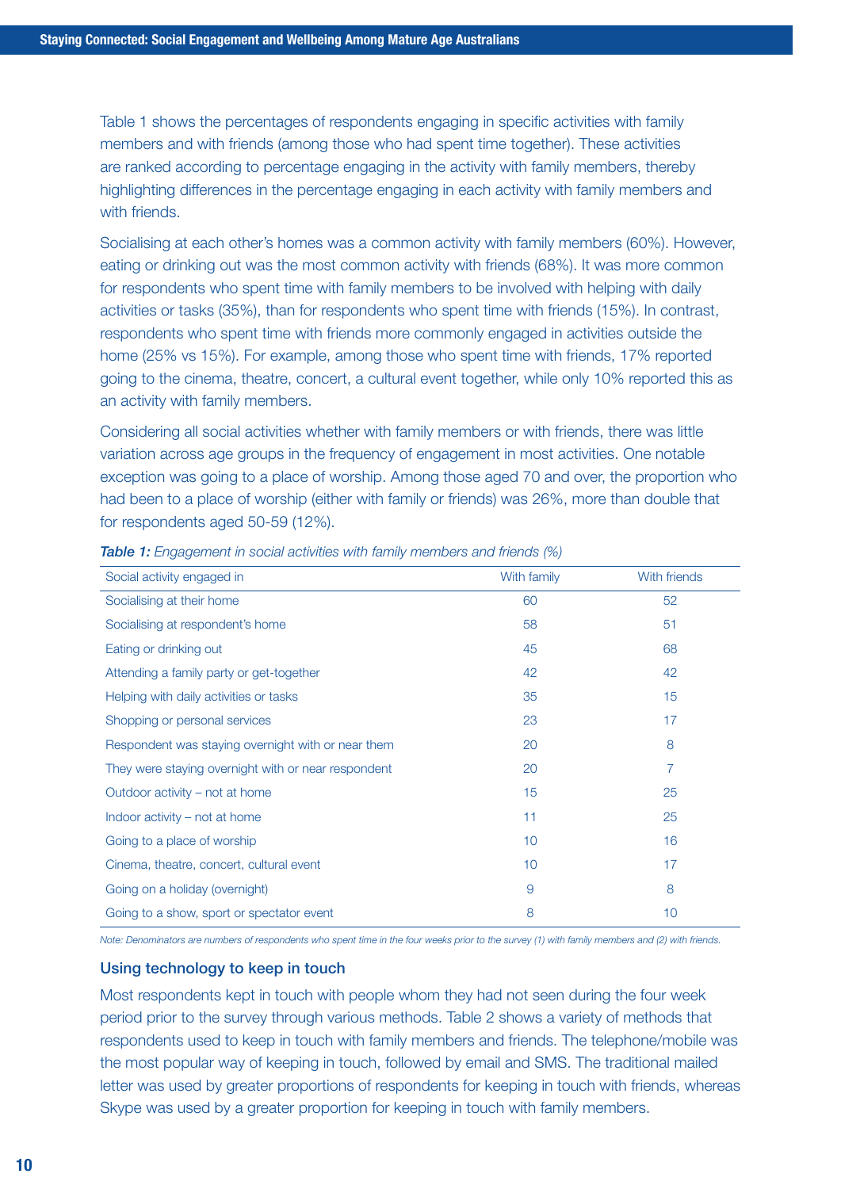Table 1 shows the percentages of respondents engaging in specific activities with family members and with friends (among those who had spent time together). These activities are ranked according to percentage engaging in the activity with family members, thereby highlighting differences in the percentage engaging in each activity with family members and with friends.

Socialising at each other's homes was a common activity with family members (60%). However, eating or drinking out was the most common activity with friends (68%). It was more common for respondents who spent time with family members to be involved with helping with daily activities or tasks (35%), than for respondents who spent time with friends (15%). In contrast, respondents who spent time with friends more commonly engaged in activities outside the home (25% vs 15%). For example, among those who spent time with friends, 17% reported going to the cinema, theatre, concert, a cultural event together, while only 10% reported this as an activity with family members.

Considering all social activities whether with family members or with friends, there was little variation across age groups in the frequency of engagement in most activities. One notable exception was going to a place of worship. Among those aged 70 and over, the proportion who had been to a place of worship (either with family or friends) was 26%, more than double that for respondents aged 50-59 (12%).

***Table 1:*** *Engagement in social activities with family members and friends (%)*

| Social activity engaged in | With family | With friends |
|---|---|---|
| Socialising at their home | 60 | 52 |
| Socialising at respondent's home | 58 | 51 |
| Eating or drinking out | 45 | 68 |
| Attending a family party or get-together | 42 | 42 |
| Helping with daily activities or tasks | 35 | 15 |
| Shopping or personal services | 23 | 17 |
| Respondent was staying overnight with or near them | 20 | 8 |
| They were staying overnight with or near respondent | 20 | 7 |
| Outdoor activity – not at home | 15 | 25 |
| Indoor activity – not at home | 11 | 25 |
| Going to a place of worship | 10 | 16 |
| Cinema, theatre, concert, cultural event | 10 | 17 |
| Going on a holiday (overnight) | 9 | 8 |
| Going to a show, sport or spectator event | 8 | 10 |

*Note: Denominators are numbers of respondents who spent time in the four weeks prior to the survey (1) with family members and (2) with friends.*

### Using technology to keep in touch

Most respondents kept in touch with people whom they had not seen during the four week period prior to the survey through various methods. Table 2 shows a variety of methods that respondents used to keep in touch with family members and friends. The telephone/mobile was the most popular way of keeping in touch, followed by email and SMS. The traditional mailed letter was used by greater proportions of respondents for keeping in touch with friends, whereas Skype was used by a greater proportion for keeping in touch with family members.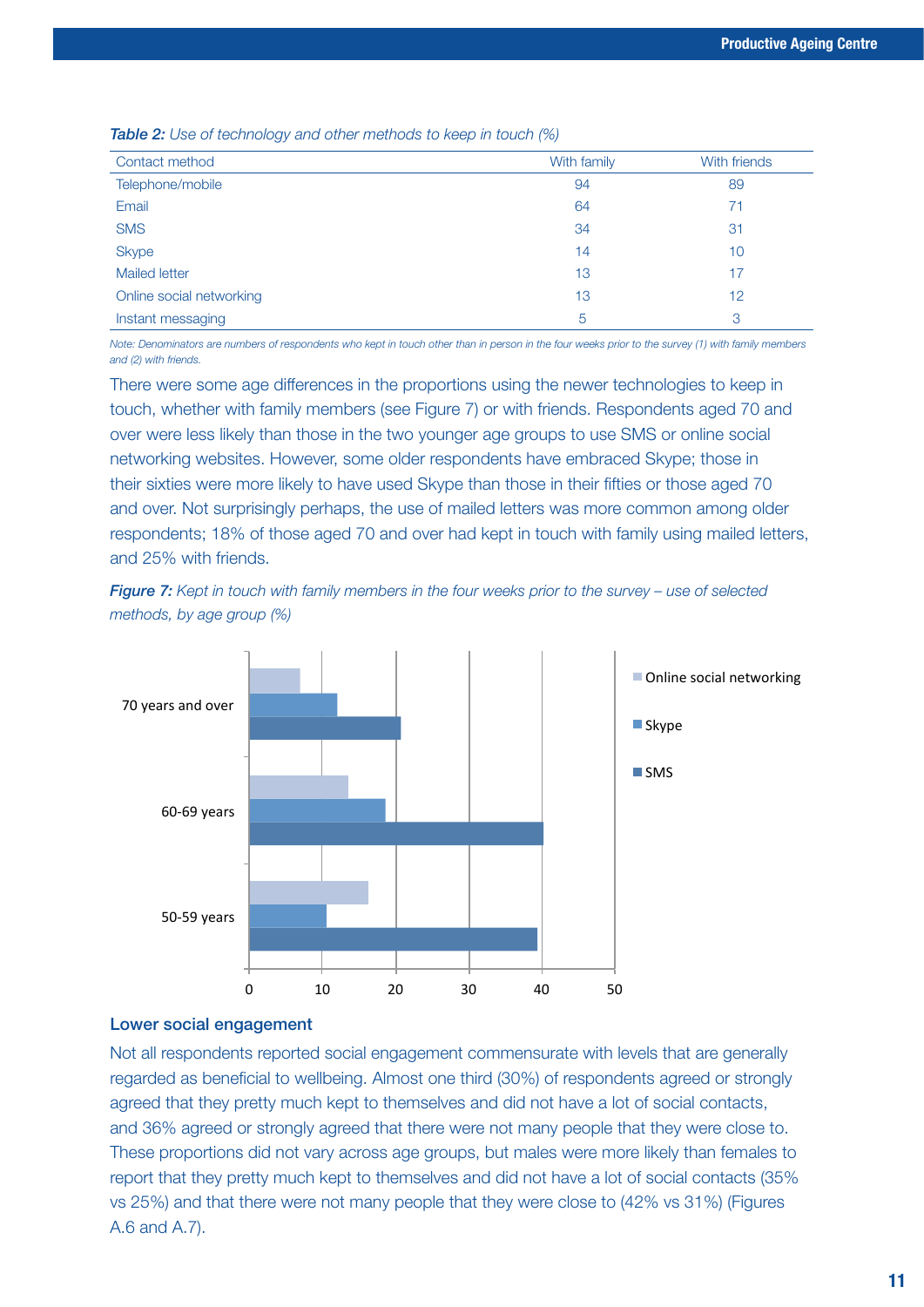*Table 2: Use of technology and other methods to keep in touch (%)*

| Contact method | With family | With friends |
|---|---|---|
| Telephone/mobile | 94 | 89 |
| Email | 64 | 71 |
| SMS | 34 | 31 |
| Skype | 14 | 10 |
| Mailed letter | 13 | 17 |
| Online social networking | 13 | 12 |
| Instant messaging | 5 | 3 |

*Note: Denominators are numbers of respondents who kept in touch other than in person in the four weeks prior to the survey (1) with family members and (2) with friends.*

There were some age differences in the proportions using the newer technologies to keep in touch, whether with family members (see Figure 7) or with friends. Respondents aged 70 and over were less likely than those in the two younger age groups to use SMS or online social networking websites. However, some older respondents have embraced Skype; those in their sixties were more likely to have used Skype than those in their fifties or those aged 70 and over. Not surprisingly perhaps, the use of mailed letters was more common among older respondents; 18% of those aged 70 and over had kept in touch with family using mailed letters, and 25% with friends.

***Figure 7:*** *Kept in touch with family members in the four weeks prior to the survey – use of selected methods, by age group (%)*

## Lower social engagement

Not all respondents reported social engagement commensurate with levels that are generally regarded as beneficial to wellbeing. Almost one third (30%) of respondents agreed or strongly agreed that they pretty much kept to themselves and did not have a lot of social contacts, and 36% agreed or strongly agreed that there were not many people that they were close to. These proportions did not vary across age groups, but males were more likely than females to report that they pretty much kept to themselves and did not have a lot of social contacts (35% vs 25%) and that there were not many people that they were close to (42% vs 31%) (Figures A.6 and A.7).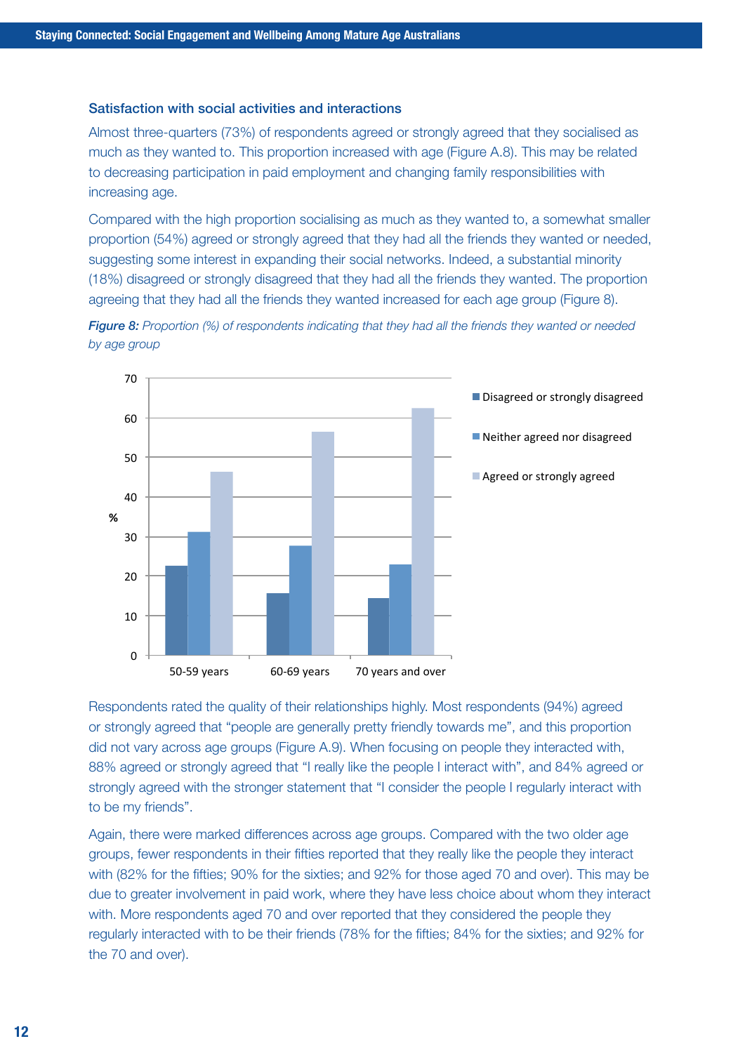### Satisfaction with social activities and interactions

Almost three-quarters (73%) of respondents agreed or strongly agreed that they socialised as much as they wanted to. This proportion increased with age (Figure A.8). This may be related to decreasing participation in paid employment and changing family responsibilities with increasing age.

Compared with the high proportion socialising as much as they wanted to, a somewhat smaller proportion (54%) agreed or strongly agreed that they had all the friends they wanted or needed, suggesting some interest in expanding their social networks. Indeed, a substantial minority (18%) disagreed or strongly disagreed that they had all the friends they wanted. The proportion agreeing that they had all the friends they wanted increased for each age group (Figure 8).

***Figure 8:*** *Proportion (%) of respondents indicating that they had all the friends they wanted or needed by age group*

Respondents rated the quality of their relationships highly. Most respondents (94%) agreed or strongly agreed that "people are generally pretty friendly towards me", and this proportion did not vary across age groups (Figure A.9). When focusing on people they interacted with, 88% agreed or strongly agreed that "I really like the people I interact with", and 84% agreed or strongly agreed with the stronger statement that "I consider the people I regularly interact with to be my friends".

Again, there were marked differences across age groups. Compared with the two older age groups, fewer respondents in their fifties reported that they really like the people they interact with (82% for the fifties; 90% for the sixties; and 92% for those aged 70 and over). This may be due to greater involvement in paid work, where they have less choice about whom they interact with. More respondents aged 70 and over reported that they considered the people they regularly interacted with to be their friends (78% for the fifties; 84% for the sixties; and 92% for the 70 and over).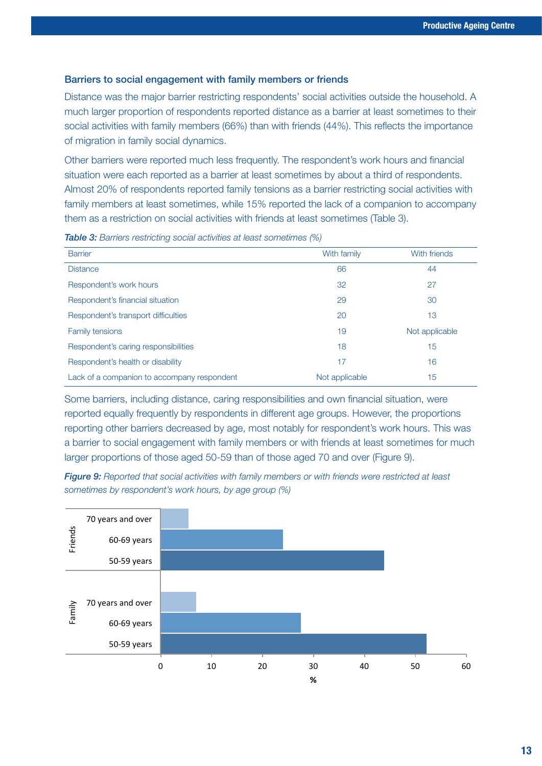### Barriers to social engagement with family members or friends

Distance was the major barrier restricting respondents' social activities outside the household. A much larger proportion of respondents reported distance as a barrier at least sometimes to their social activities with family members (66%) than with friends (44%). This reflects the importance of migration in family social dynamics.

Other barriers were reported much less frequently. The respondent's work hours and financial situation were each reported as a barrier at least sometimes by about a third of respondents. Almost 20% of respondents reported family tensions as a barrier restricting social activities with family members at least sometimes, while 15% reported the lack of a companion to accompany them as a restriction on social activities with friends at least sometimes (Table 3).

***Table 3:*** *Barriers restricting social activities at least sometimes (%)*

| Barrier | With family | With friends |
|---|---|---|
| Distance | 66 | 44 |
| Respondent's work hours | 32 | 27 |
| Respondent's financial situation | 29 | 30 |
| Respondent's transport difficulties | 20 | 13 |
| Family tensions | 19 | Not applicable |
| Respondent's caring responsibilities | 18 | 15 |
| Respondent's health or disability | 17 | 16 |
| Lack of a companion to accompany respondent | Not applicable | 15 |

Some barriers, including distance, caring responsibilities and own financial situation, were reported equally frequently by respondents in different age groups. However, the proportions reporting other barriers decreased by age, most notably for respondent's work hours. This was a barrier to social engagement with family members or with friends at least sometimes for much larger proportions of those aged 50-59 than of those aged 70 and over (Figure 9).

***Figure 9:*** *Reported that social activities with family members or with friends were restricted at least sometimes by respondent's work hours, by age group (%)*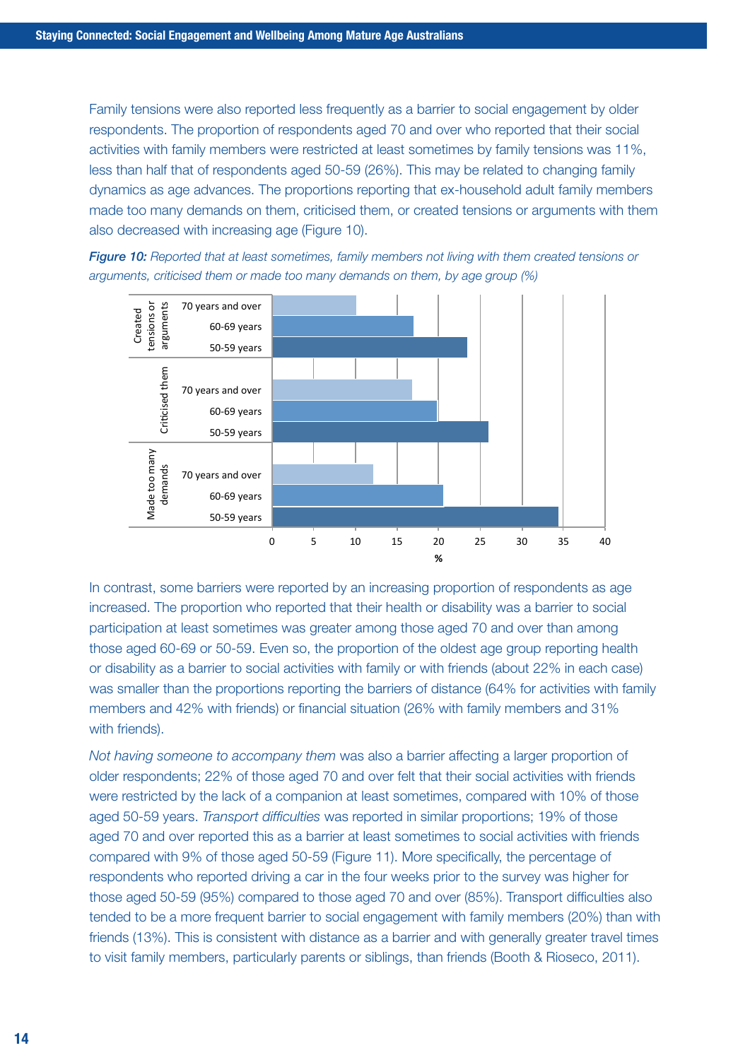Family tensions were also reported less frequently as a barrier to social engagement by older respondents. The proportion of respondents aged 70 and over who reported that their social activities with family members were restricted at least sometimes by family tensions was 11%, less than half that of respondents aged 50-59 (26%). This may be related to changing family dynamics as age advances. The proportions reporting that ex-household adult family members made too many demands on them, criticised them, or created tensions or arguments with them also decreased with increasing age (Figure 10).

***Figure 10:*** *Reported that at least sometimes, family members not living with them created tensions or arguments, criticised them or made too many demands on them, by age group (%)*

In contrast, some barriers were reported by an increasing proportion of respondents as age increased. The proportion who reported that their health or disability was a barrier to social participation at least sometimes was greater among those aged 70 and over than among those aged 60-69 or 50-59. Even so, the proportion of the oldest age group reporting health or disability as a barrier to social activities with family or with friends (about 22% in each case) was smaller than the proportions reporting the barriers of distance (64% for activities with family members and 42% with friends) or financial situation (26% with family members and 31% with friends).

*Not having someone to accompany them* was also a barrier affecting a larger proportion of older respondents; 22% of those aged 70 and over felt that their social activities with friends were restricted by the lack of a companion at least sometimes, compared with 10% of those aged 50-59 years. *Transport difficulties* was reported in similar proportions; 19% of those aged 70 and over reported this as a barrier at least sometimes to social activities with friends compared with 9% of those aged 50-59 (Figure 11). More specifically, the percentage of respondents who reported driving a car in the four weeks prior to the survey was higher for those aged 50-59 (95%) compared to those aged 70 and over (85%). Transport difficulties also tended to be a more frequent barrier to social engagement with family members (20%) than with friends (13%). This is consistent with distance as a barrier and with generally greater travel times to visit family members, particularly parents or siblings, than friends (Booth & Rioseco, 2011).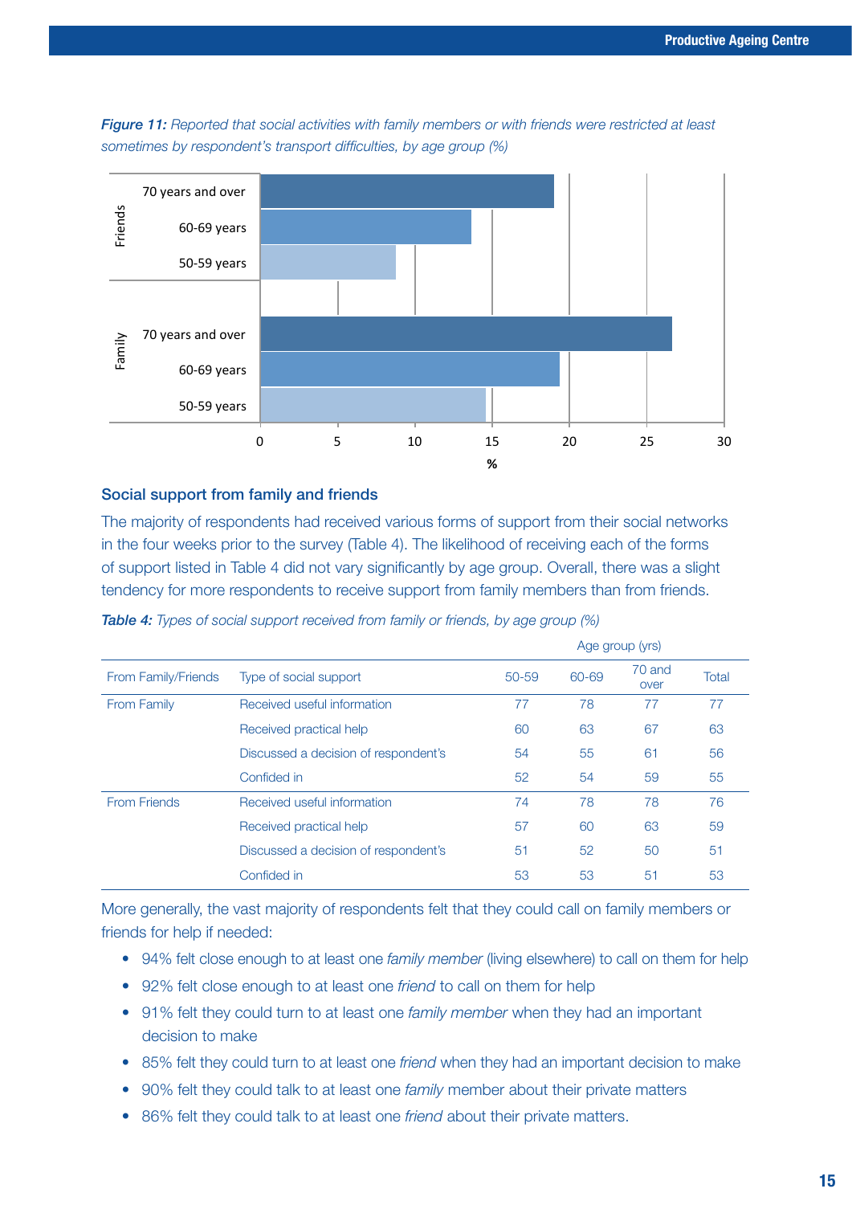*Figure 11:* *Reported that social activities with family members or with friends were restricted at least sometimes by respondent's transport difficulties, by age group (%)*

## Social support from family and friends

The majority of respondents had received various forms of support from their social networks in the four weeks prior to the survey (Table 4). The likelihood of receiving each of the forms of support listed in Table 4 did not vary significantly by age group. Overall, there was a slight tendency for more respondents to receive support from family members than from friends.

*Table 4:* *Types of social support received from family or friends, by age group (%)*

| | | Age group (yrs) | | | |
|---|---|---|---|---|---|
| From Family/Friends | Type of social support | 50-59 | 60-69 | 70 and over | Total |
| From Family | Received useful information | 77 | 78 | 77 | 77 |
| | Received practical help | 60 | 63 | 67 | 63 |
| | Discussed a decision of respondent's | 54 | 55 | 61 | 56 |
| | Confided in | 52 | 54 | 59 | 55 |
| From Friends | Received useful information | 74 | 78 | 78 | 76 |
| | Received practical help | 57 | 60 | 63 | 59 |
| | Discussed a decision of respondent's | 51 | 52 | 50 | 51 |
| | Confided in | 53 | 53 | 51 | 53 |

More generally, the vast majority of respondents felt that they could call on family members or friends for help if needed:

- 94% felt close enough to at least one *family member* (living elsewhere) to call on them for help
- 92% felt close enough to at least one *friend* to call on them for help
- 91% felt they could turn to at least one *family member* when they had an important decision to make
- 85% felt they could turn to at least one *friend* when they had an important decision to make
- 90% felt they could talk to at least one *family* member about their private matters
- 86% felt they could talk to at least one *friend* about their private matters.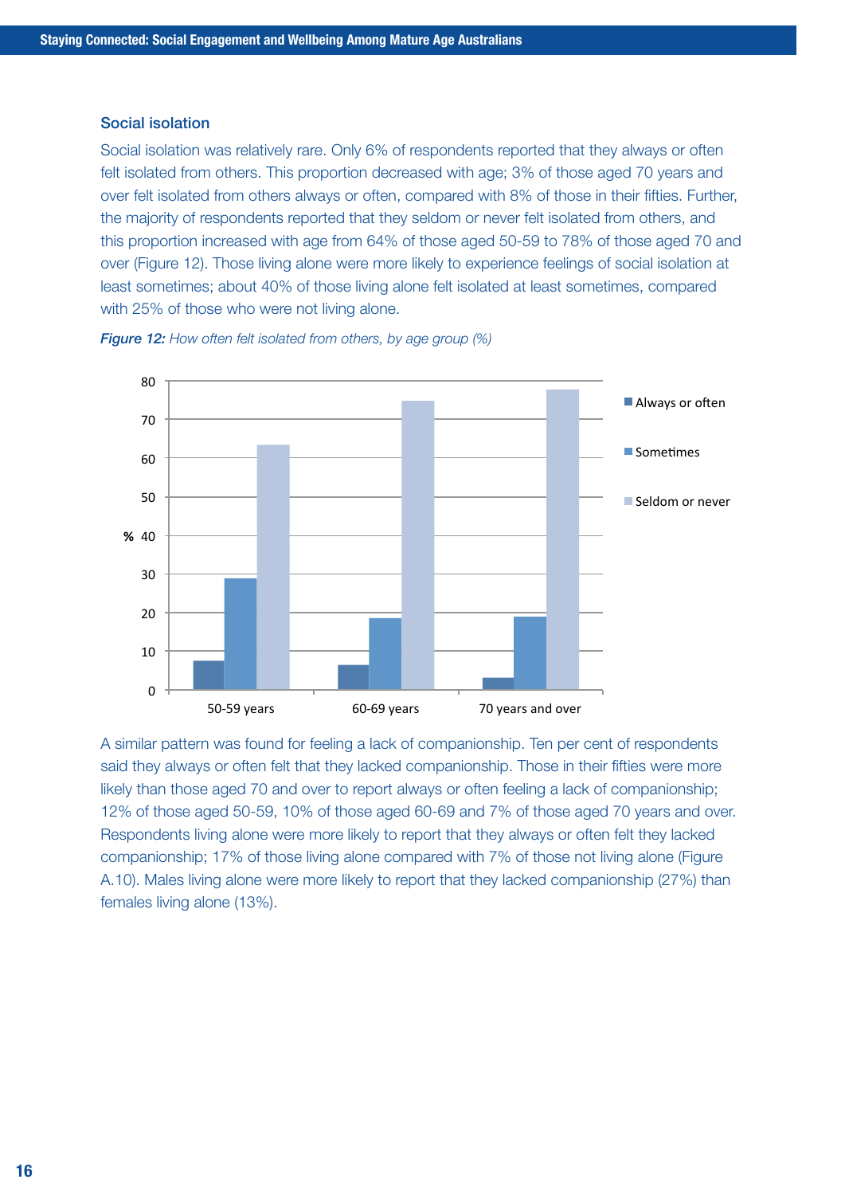### Social isolation

Social isolation was relatively rare. Only 6% of respondents reported that they always or often felt isolated from others. This proportion decreased with age; 3% of those aged 70 years and over felt isolated from others always or often, compared with 8% of those in their fifties. Further, the majority of respondents reported that they seldom or never felt isolated from others, and this proportion increased with age from 64% of those aged 50-59 to 78% of those aged 70 and over (Figure 12). Those living alone were more likely to experience feelings of social isolation at least sometimes; about 40% of those living alone felt isolated at least sometimes, compared with 25% of those who were not living alone.

***Figure 12:*** *How often felt isolated from others, by age group (%)*

A similar pattern was found for feeling a lack of companionship. Ten per cent of respondents said they always or often felt that they lacked companionship. Those in their fifties were more likely than those aged 70 and over to report always or often feeling a lack of companionship; 12% of those aged 50-59, 10% of those aged 60-69 and 7% of those aged 70 years and over. Respondents living alone were more likely to report that they always or often felt they lacked companionship; 17% of those living alone compared with 7% of those not living alone (Figure A.10). Males living alone were more likely to report that they lacked companionship (27%) than females living alone (13%).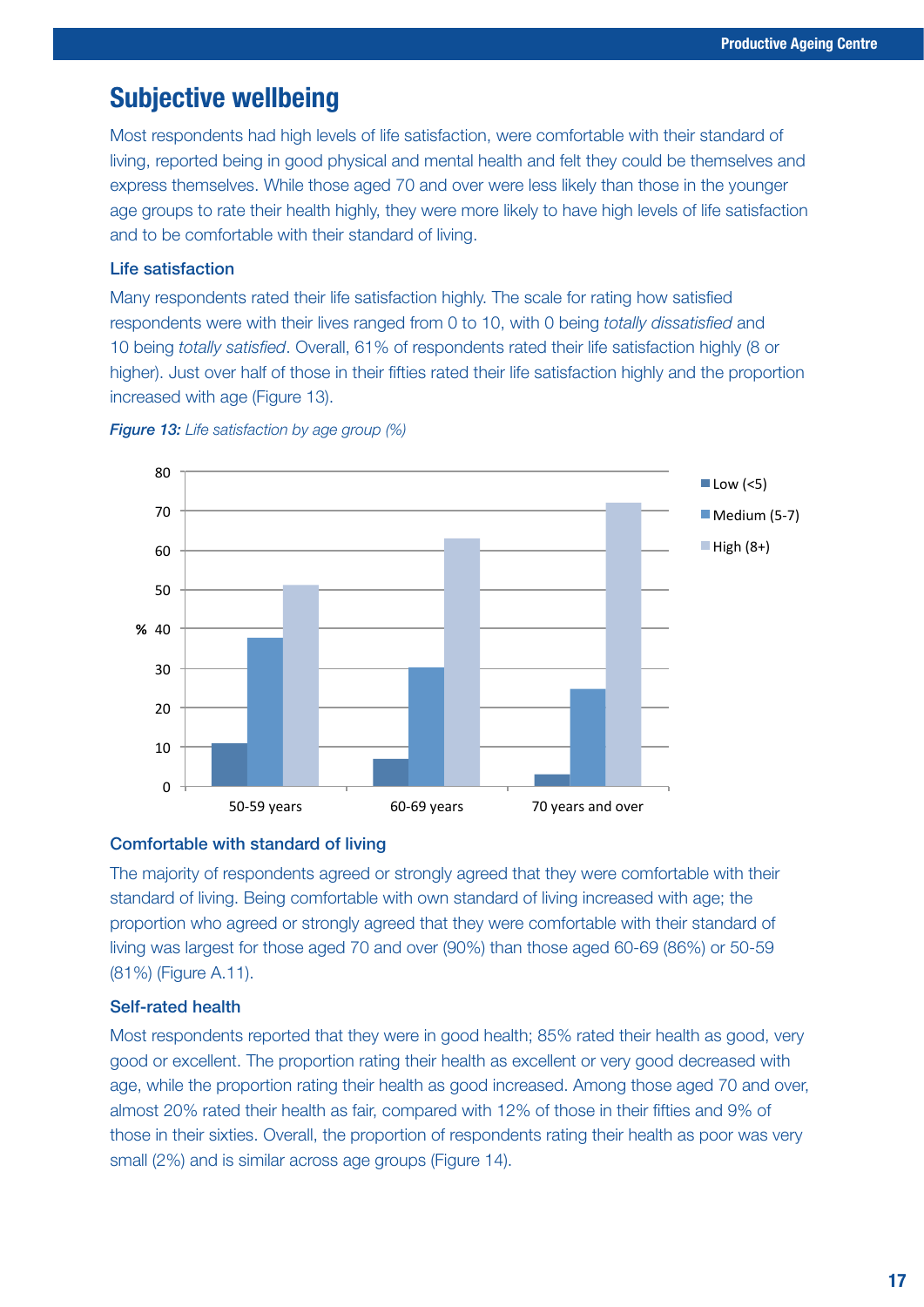## Subjective wellbeing

Most respondents had high levels of life satisfaction, were comfortable with their standard of living, reported being in good physical and mental health and felt they could be themselves and express themselves. While those aged 70 and over were less likely than those in the younger age groups to rate their health highly, they were more likely to have high levels of life satisfaction and to be comfortable with their standard of living.

### Life satisfaction

Many respondents rated their life satisfaction highly. The scale for rating how satisfied respondents were with their lives ranged from 0 to 10, with 0 being *totally dissatisfied* and 10 being *totally satisfied*. Overall, 61% of respondents rated their life satisfaction highly (8 or higher). Just over half of those in their fifties rated their life satisfaction highly and the proportion increased with age (Figure 13).

***Figure 13:*** *Life satisfaction by age group (%)*

### Comfortable with standard of living

The majority of respondents agreed or strongly agreed that they were comfortable with their standard of living. Being comfortable with own standard of living increased with age; the proportion who agreed or strongly agreed that they were comfortable with their standard of living was largest for those aged 70 and over (90%) than those aged 60-69 (86%) or 50-59 (81%) (Figure A.11).

### Self-rated health

Most respondents reported that they were in good health; 85% rated their health as good, very good or excellent. The proportion rating their health as excellent or very good decreased with age, while the proportion rating their health as good increased. Among those aged 70 and over, almost 20% rated their health as fair, compared with 12% of those in their fifties and 9% of those in their sixties. Overall, the proportion of respondents rating their health as poor was very small (2%) and is similar across age groups (Figure 14).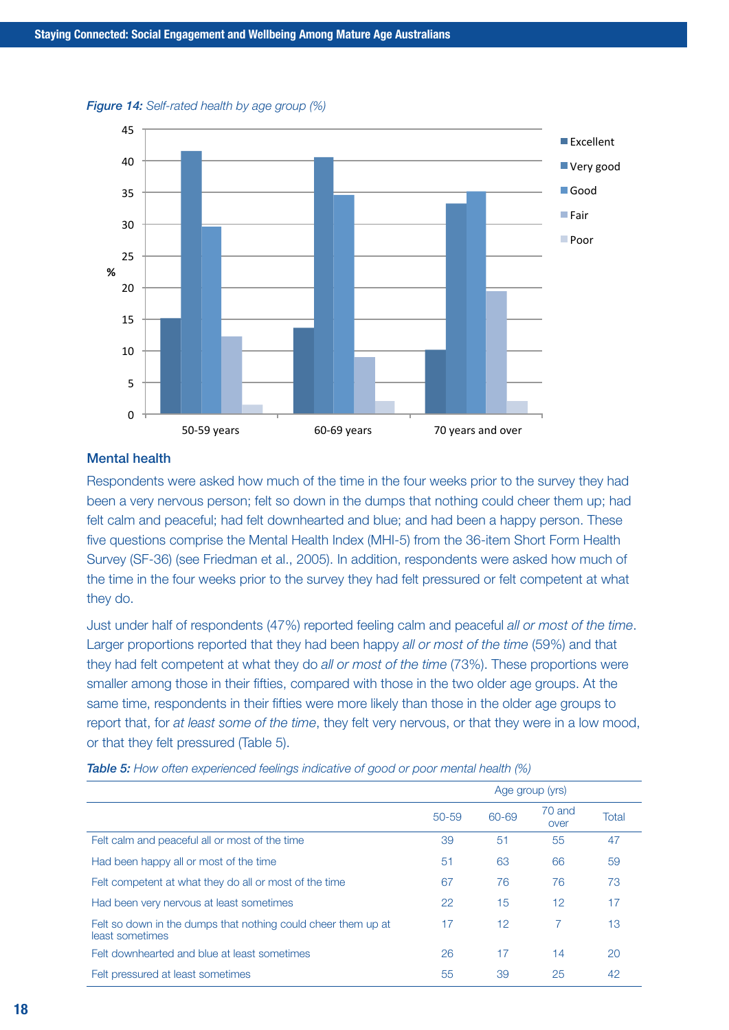*Figure 14: Self-rated health by age group (%)*

## Mental health

Respondents were asked how much of the time in the four weeks prior to the survey they had been a very nervous person; felt so down in the dumps that nothing could cheer them up; had felt calm and peaceful; had felt downhearted and blue; and had been a happy person. These five questions comprise the Mental Health Index (MHI-5) from the 36-item Short Form Health Survey (SF-36) (see Friedman et al., 2005). In addition, respondents were asked how much of the time in the four weeks prior to the survey they had felt pressured or felt competent at what they do.

Just under half of respondents (47%) reported feeling calm and peaceful *all or most of the time*. Larger proportions reported that they had been happy *all or most of the time* (59%) and that they had felt competent at what they do *all or most of the time* (73%). These proportions were smaller among those in their fifties, compared with those in the two older age groups. At the same time, respondents in their fifties were more likely than those in the older age groups to report that, for *at least some of the time*, they felt very nervous, or that they were in a low mood, or that they felt pressured (Table 5).

***Table 5:** How often experienced feelings indicative of good or poor mental health (%)*

| | Age group (yrs) | | | |
|---|---|---|---|---|
| | 50-59 | 60-69 | 70 and over | Total |
| Felt calm and peaceful all or most of the time | 39 | 51 | 55 | 47 |
| Had been happy all or most of the time | 51 | 63 | 66 | 59 |
| Felt competent at what they do all or most of the time | 67 | 76 | 76 | 73 |
| Had been very nervous at least sometimes | 22 | 15 | 12 | 17 |
| Felt so down in the dumps that nothing could cheer them up at least sometimes | 17 | 12 | 7 | 13 |
| Felt downhearted and blue at least sometimes | 26 | 17 | 14 | 20 |
| Felt pressured at least sometimes | 55 | 39 | 25 | 42 |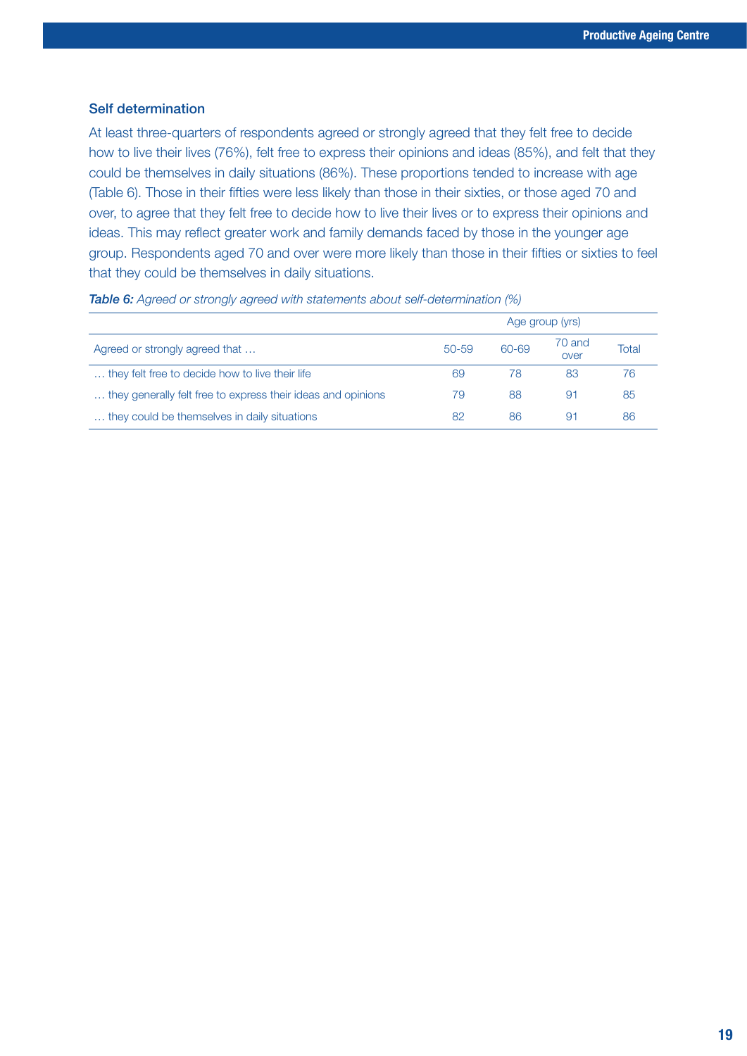### Self determination

At least three-quarters of respondents agreed or strongly agreed that they felt free to decide how to live their lives (76%), felt free to express their opinions and ideas (85%), and felt that they could be themselves in daily situations (86%). These proportions tended to increase with age (Table 6). Those in their fifties were less likely than those in their sixties, or those aged 70 and over, to agree that they felt free to decide how to live their lives or to express their opinions and ideas. This may reflect greater work and family demands faced by those in the younger age group. Respondents aged 70 and over were more likely than those in their fifties or sixties to feel that they could be themselves in daily situations.

***Table 6:*** *Agreed or strongly agreed with statements about self-determination (%)*

| | Age group (yrs) | | | |
|---|---|---|---|---|
| Agreed or strongly agreed that … | 50-59 | 60-69 | 70 and over | Total |
| … they felt free to decide how to live their life | 69 | 78 | 83 | 76 |
| … they generally felt free to express their ideas and opinions | 79 | 88 | 91 | 85 |
| … they could be themselves in daily situations | 82 | 86 | 91 | 86 |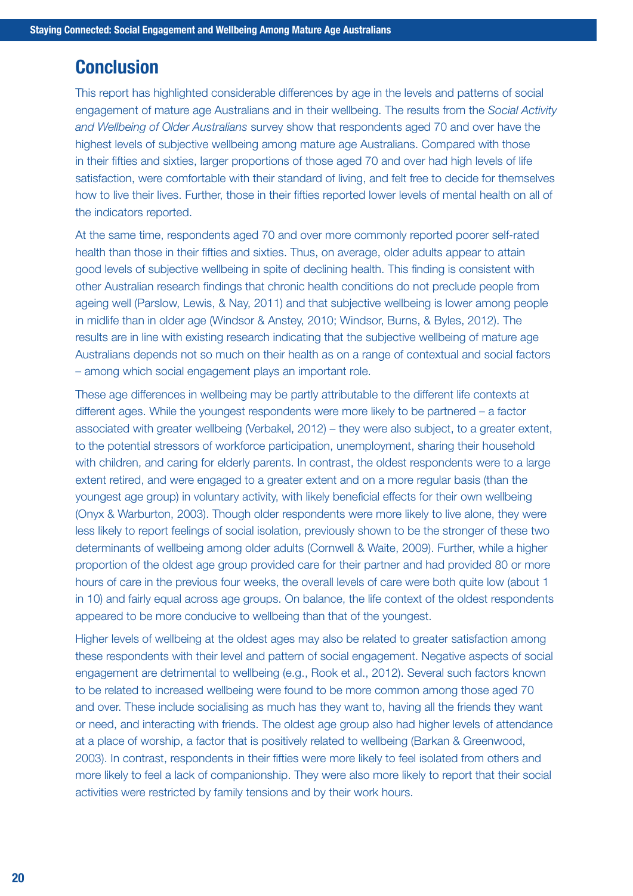# Conclusion

This report has highlighted considerable differences by age in the levels and patterns of social engagement of mature age Australians and in their wellbeing. The results from the *Social Activity and Wellbeing of Older Australians* survey show that respondents aged 70 and over have the highest levels of subjective wellbeing among mature age Australians. Compared with those in their fifties and sixties, larger proportions of those aged 70 and over had high levels of life satisfaction, were comfortable with their standard of living, and felt free to decide for themselves how to live their lives. Further, those in their fifties reported lower levels of mental health on all of the indicators reported.

At the same time, respondents aged 70 and over more commonly reported poorer self-rated health than those in their fifties and sixties. Thus, on average, older adults appear to attain good levels of subjective wellbeing in spite of declining health. This finding is consistent with other Australian research findings that chronic health conditions do not preclude people from ageing well (Parslow, Lewis, & Nay, 2011) and that subjective wellbeing is lower among people in midlife than in older age (Windsor & Anstey, 2010; Windsor, Burns, & Byles, 2012). The results are in line with existing research indicating that the subjective wellbeing of mature age Australians depends not so much on their health as on a range of contextual and social factors – among which social engagement plays an important role.

These age differences in wellbeing may be partly attributable to the different life contexts at different ages. While the youngest respondents were more likely to be partnered – a factor associated with greater wellbeing (Verbakel, 2012) – they were also subject, to a greater extent, to the potential stressors of workforce participation, unemployment, sharing their household with children, and caring for elderly parents. In contrast, the oldest respondents were to a large extent retired, and were engaged to a greater extent and on a more regular basis (than the youngest age group) in voluntary activity, with likely beneficial effects for their own wellbeing (Onyx & Warburton, 2003). Though older respondents were more likely to live alone, they were less likely to report feelings of social isolation, previously shown to be the stronger of these two determinants of wellbeing among older adults (Cornwell & Waite, 2009). Further, while a higher proportion of the oldest age group provided care for their partner and had provided 80 or more hours of care in the previous four weeks, the overall levels of care were both quite low (about 1 in 10) and fairly equal across age groups. On balance, the life context of the oldest respondents appeared to be more conducive to wellbeing than that of the youngest.

Higher levels of wellbeing at the oldest ages may also be related to greater satisfaction among these respondents with their level and pattern of social engagement. Negative aspects of social engagement are detrimental to wellbeing (e.g., Rook et al., 2012). Several such factors known to be related to increased wellbeing were found to be more common among those aged 70 and over. These include socialising as much has they want to, having all the friends they want or need, and interacting with friends. The oldest age group also had higher levels of attendance at a place of worship, a factor that is positively related to wellbeing (Barkan & Greenwood, 2003). In contrast, respondents in their fifties were more likely to feel isolated from others and more likely to feel a lack of companionship. They were also more likely to report that their social activities were restricted by family tensions and by their work hours.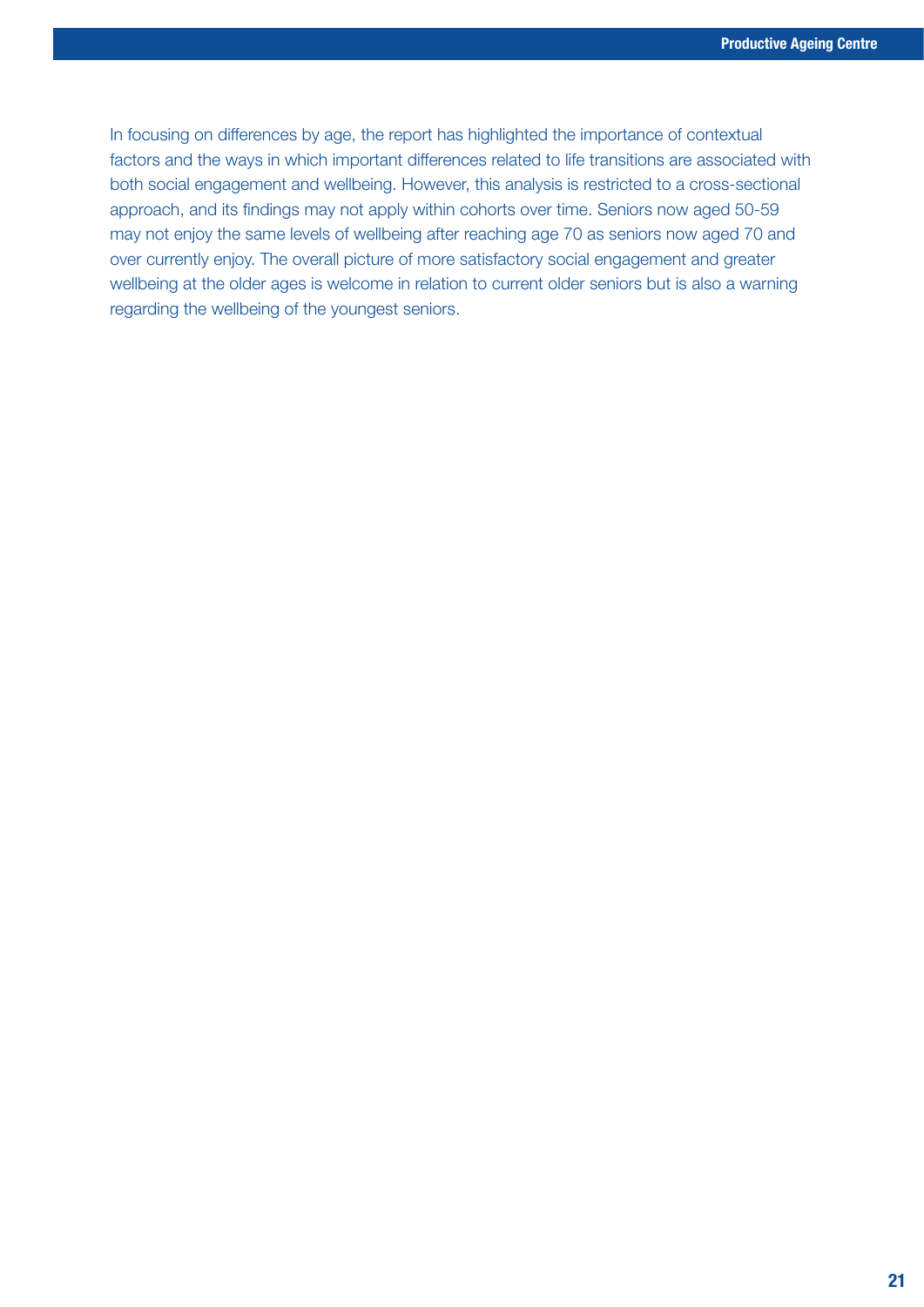In focusing on differences by age, the report has highlighted the importance of contextual factors and the ways in which important differences related to life transitions are associated with both social engagement and wellbeing. However, this analysis is restricted to a cross-sectional approach, and its findings may not apply within cohorts over time. Seniors now aged 50-59 may not enjoy the same levels of wellbeing after reaching age 70 as seniors now aged 70 and over currently enjoy. The overall picture of more satisfactory social engagement and greater wellbeing at the older ages is welcome in relation to current older seniors but is also a warning regarding the wellbeing of the youngest seniors.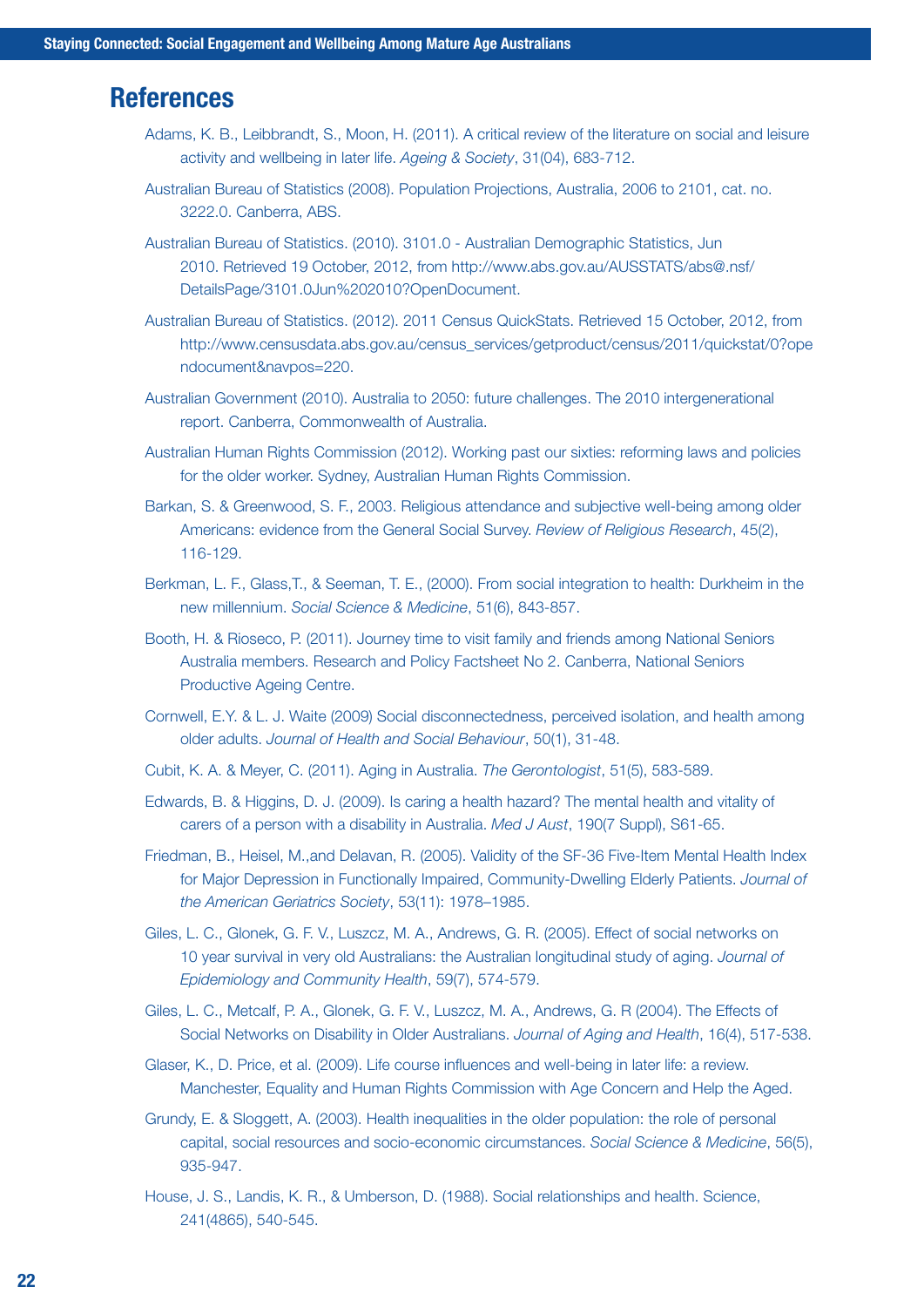## References

Adams, K. B., Leibbrandt, S., Moon, H. (2011). A critical review of the literature on social and leisure activity and wellbeing in later life. *Ageing & Society*, 31(04), 683-712.

Australian Bureau of Statistics (2008). Population Projections, Australia, 2006 to 2101, cat. no. 3222.0. Canberra, ABS.

Australian Bureau of Statistics. (2010). 3101.0 - Australian Demographic Statistics, Jun 2010. Retrieved 19 October, 2012, from http://www.abs.gov.au/AUSSTATS/abs@.nsf/DetailsPage/3101.0Jun%202010?OpenDocument.

Australian Bureau of Statistics. (2012). 2011 Census QuickStats. Retrieved 15 October, 2012, from http://www.censusdata.abs.gov.au/census_services/getproduct/census/2011/quickstat/0?opendocument&navpos=220.

Australian Government (2010). Australia to 2050: future challenges. The 2010 intergenerational report. Canberra, Commonwealth of Australia.

Australian Human Rights Commission (2012). Working past our sixties: reforming laws and policies for the older worker. Sydney, Australian Human Rights Commission.

Barkan, S. & Greenwood, S. F., 2003. Religious attendance and subjective well-being among older Americans: evidence from the General Social Survey. *Review of Religious Research*, 45(2), 116-129.

Berkman, L. F., Glass,T., & Seeman, T. E., (2000). From social integration to health: Durkheim in the new millennium. *Social Science & Medicine*, 51(6), 843-857.

Booth, H. & Rioseco, P. (2011). Journey time to visit family and friends among National Seniors Australia members. Research and Policy Factsheet No 2. Canberra, National Seniors Productive Ageing Centre.

Cornwell, E.Y. & L. J. Waite (2009) Social disconnectedness, perceived isolation, and health among older adults. *Journal of Health and Social Behaviour*, 50(1), 31-48.

Cubit, K. A. & Meyer, C. (2011). Aging in Australia. *The Gerontologist*, 51(5), 583-589.

Edwards, B. & Higgins, D. J. (2009). Is caring a health hazard? The mental health and vitality of carers of a person with a disability in Australia. *Med J Aust*, 190(7 Suppl), S61-65.

Friedman, B., Heisel, M.,and Delavan, R. (2005). Validity of the SF-36 Five-Item Mental Health Index for Major Depression in Functionally Impaired, Community-Dwelling Elderly Patients. *Journal of the American Geriatrics Society*, 53(11): 1978–1985.

Giles, L. C., Glonek, G. F. V., Luszcz, M. A., Andrews, G. R. (2005). Effect of social networks on 10 year survival in very old Australians: the Australian longitudinal study of aging. *Journal of Epidemiology and Community Health*, 59(7), 574-579.

Giles, L. C., Metcalf, P. A., Glonek, G. F. V., Luszcz, M. A., Andrews, G. R (2004). The Effects of Social Networks on Disability in Older Australians. *Journal of Aging and Health*, 16(4), 517-538.

Glaser, K., D. Price, et al. (2009). Life course influences and well-being in later life: a review. Manchester, Equality and Human Rights Commission with Age Concern and Help the Aged.

Grundy, E. & Sloggett, A. (2003). Health inequalities in the older population: the role of personal capital, social resources and socio-economic circumstances. *Social Science & Medicine*, 56(5), 935-947.

House, J. S., Landis, K. R., & Umberson, D. (1988). Social relationships and health. Science, 241(4865), 540-545.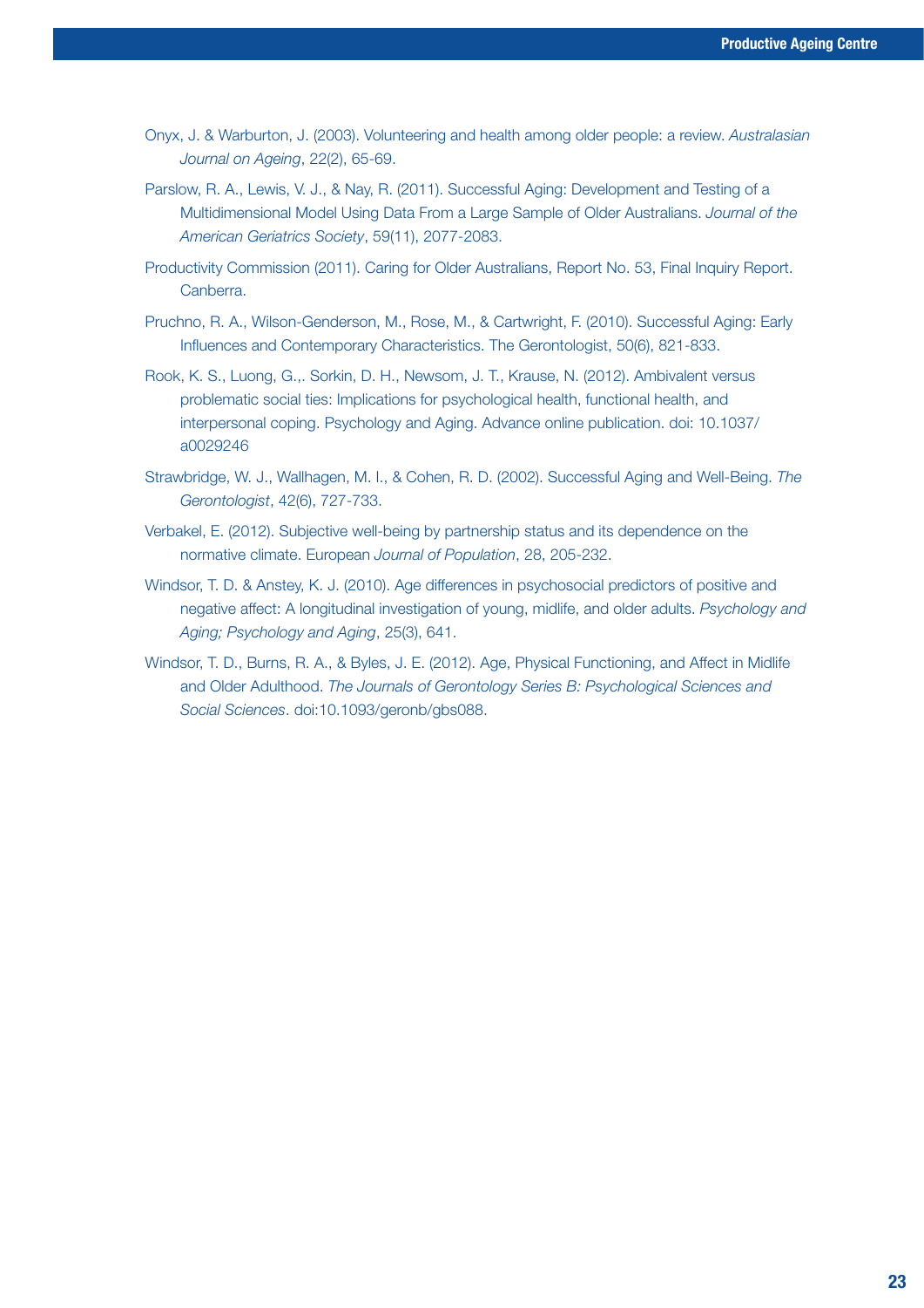Onyx, J. & Warburton, J. (2003). Volunteering and health among older people: a review. *Australasian Journal on Ageing*, 22(2), 65-69.

Parslow, R. A., Lewis, V. J., & Nay, R. (2011). Successful Aging: Development and Testing of a Multidimensional Model Using Data From a Large Sample of Older Australians. *Journal of the American Geriatrics Society*, 59(11), 2077-2083.

Productivity Commission (2011). Caring for Older Australians, Report No. 53, Final Inquiry Report. Canberra.

Pruchno, R. A., Wilson-Genderson, M., Rose, M., & Cartwright, F. (2010). Successful Aging: Early Influences and Contemporary Characteristics. The Gerontologist, 50(6), 821-833.

Rook, K. S., Luong, G.,. Sorkin, D. H., Newsom, J. T., Krause, N. (2012). Ambivalent versus problematic social ties: Implications for psychological health, functional health, and interpersonal coping. Psychology and Aging. Advance online publication. doi: 10.1037/a0029246

Strawbridge, W. J., Wallhagen, M. I., & Cohen, R. D. (2002). Successful Aging and Well-Being. *The Gerontologist*, 42(6), 727-733.

Verbakel, E. (2012). Subjective well-being by partnership status and its dependence on the normative climate. European *Journal of Population*, 28, 205-232.

Windsor, T. D. & Anstey, K. J. (2010). Age differences in psychosocial predictors of positive and negative affect: A longitudinal investigation of young, midlife, and older adults. *Psychology and Aging; Psychology and Aging*, 25(3), 641.

Windsor, T. D., Burns, R. A., & Byles, J. E. (2012). Age, Physical Functioning, and Affect in Midlife and Older Adulthood. *The Journals of Gerontology Series B: Psychological Sciences and Social Sciences*. doi:10.1093/geronb/gbs088.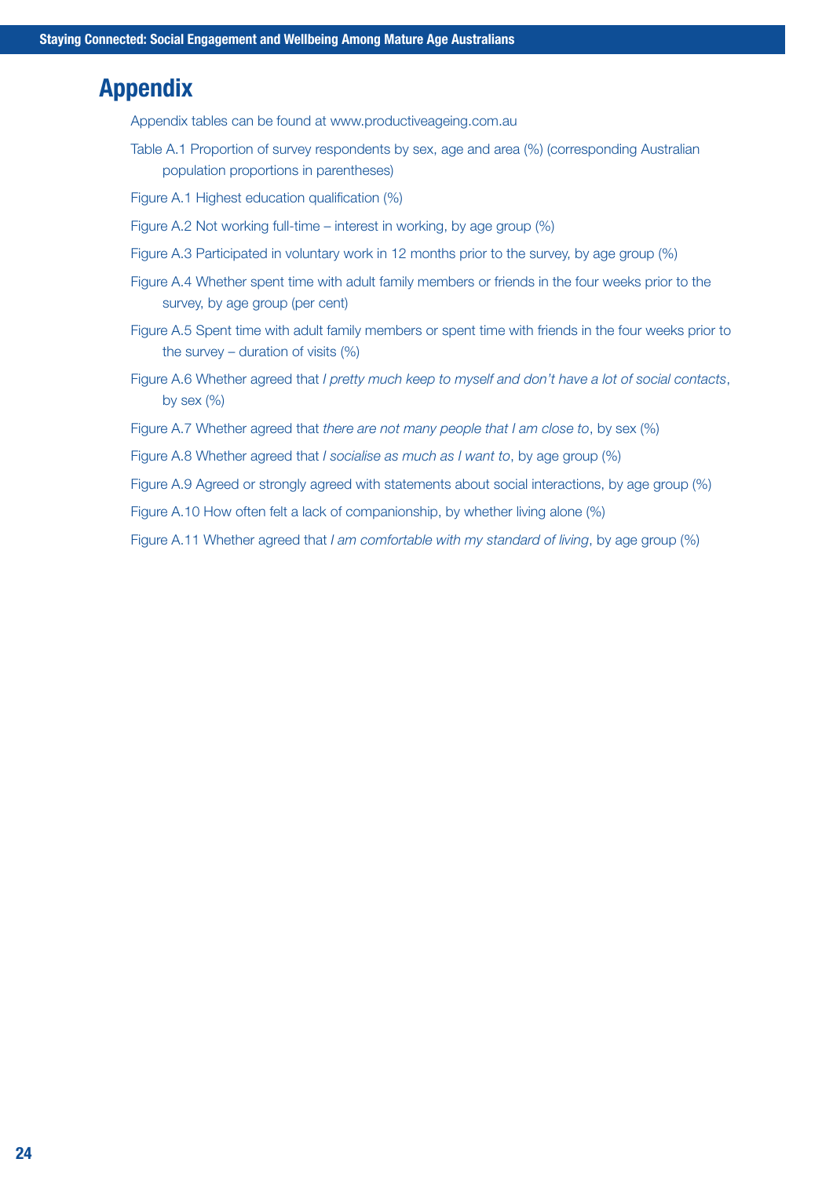# Appendix

Appendix tables can be found at www.productiveageing.com.au

Table A.1 Proportion of survey respondents by sex, age and area (%) (corresponding Australian population proportions in parentheses)

Figure A.1 Highest education qualification (%)

Figure A.2 Not working full-time – interest in working, by age group (%)

Figure A.3 Participated in voluntary work in 12 months prior to the survey, by age group (%)

Figure A.4 Whether spent time with adult family members or friends in the four weeks prior to the survey, by age group (per cent)

Figure A.5 Spent time with adult family members or spent time with friends in the four weeks prior to the survey – duration of visits (%)

Figure A.6 Whether agreed that *I pretty much keep to myself and don't have a lot of social contacts*, by sex (%)

Figure A.7 Whether agreed that *there are not many people that I am close to*, by sex (%)

Figure A.8 Whether agreed that *I socialise as much as I want to*, by age group (%)

Figure A.9 Agreed or strongly agreed with statements about social interactions, by age group (%)

Figure A.10 How often felt a lack of companionship, by whether living alone (%)

Figure A.11 Whether agreed that *I am comfortable with my standard of living*, by age group (%)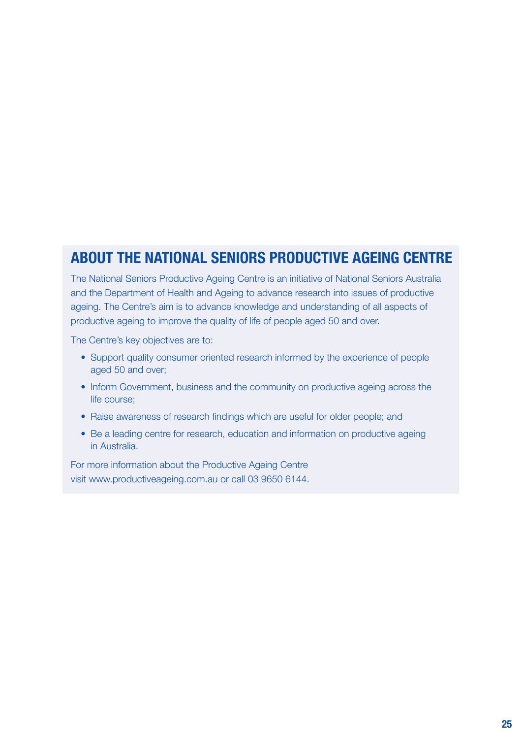## ABOUT THE NATIONAL SENIORS PRODUCTIVE AGEING CENTRE

The National Seniors Productive Ageing Centre is an initiative of National Seniors Australia and the Department of Health and Ageing to advance research into issues of productive ageing. The Centre's aim is to advance knowledge and understanding of all aspects of productive ageing to improve the quality of life of people aged 50 and over.

The Centre's key objectives are to:

- Support quality consumer oriented research informed by the experience of people aged 50 and over;
- Inform Government, business and the community on productive ageing across the life course;
- Raise awareness of research findings which are useful for older people; and
- Be a leading centre for research, education and information on productive ageing in Australia.

For more information about the Productive Ageing Centre visit www.productiveageing.com.au or call 03 9650 6144.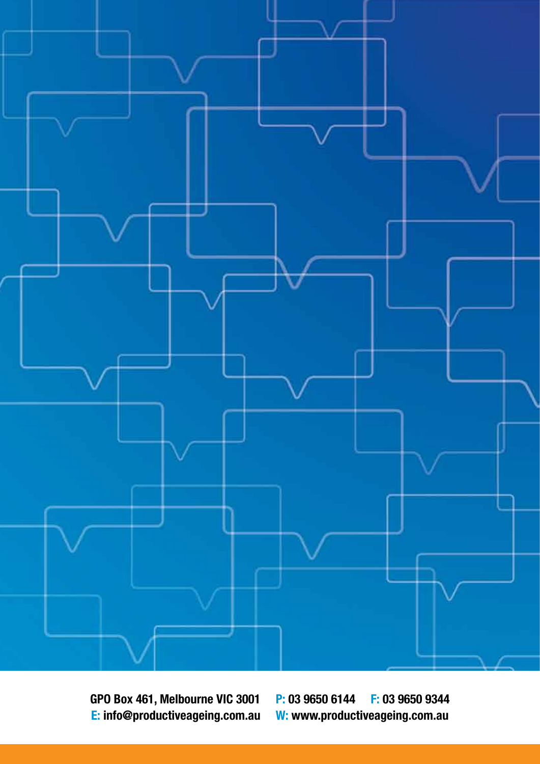**GPO Box 461, Melbourne VIC 3001** **P: 03 9650 6144** **F: 03 9650 9344**
**E: info@productiveageing.com.au** **W: www.productiveageing.com.au**